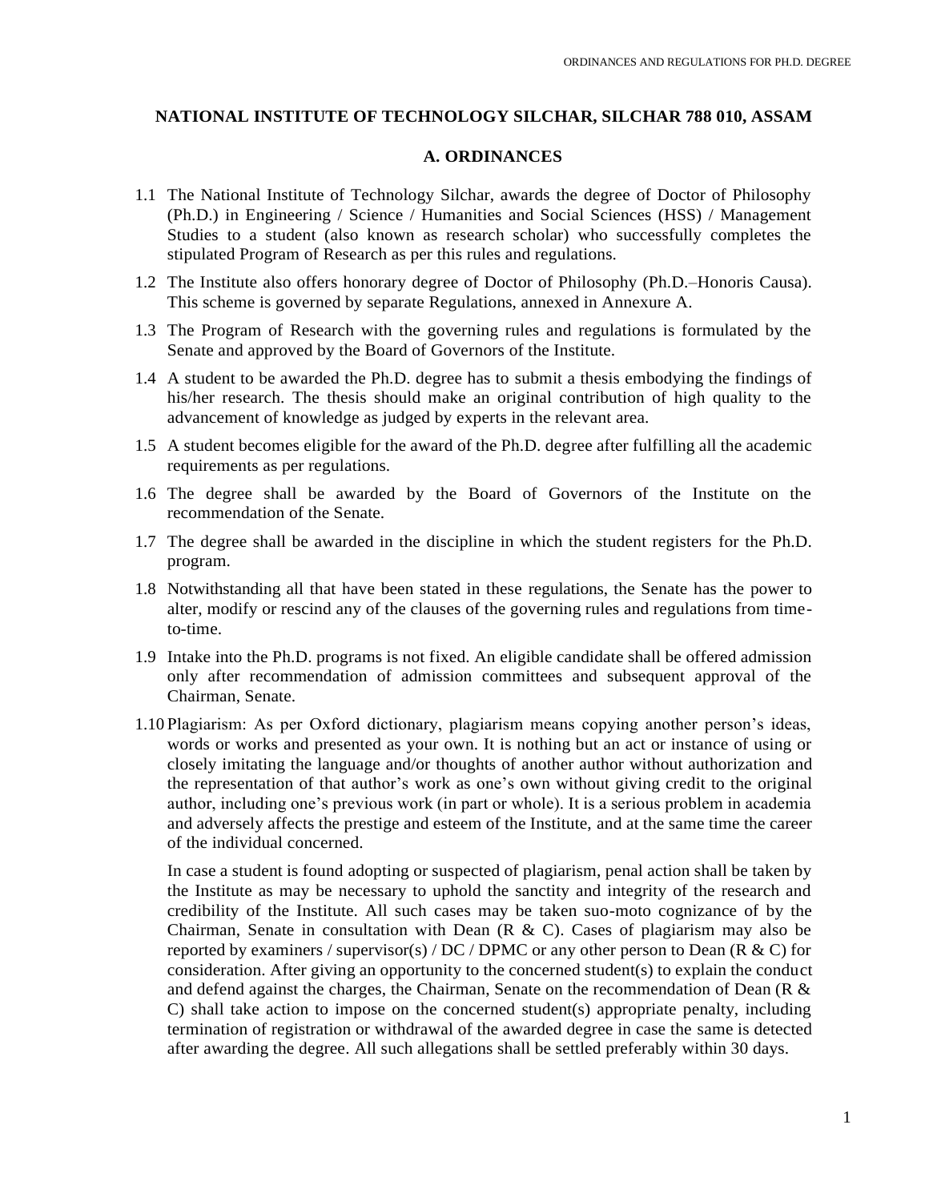**NATIONAL INSTITUTE OF TECHNOLOGY SILCHAR, SILCHAR 788 010, ASSAM**

## A. ORDINANCES

1.1 The National Institute of Technology Silchar, awards the degree of Doctor of Philosophy (Ph.D.) in Engineering / Science / Humanities and Social Sciences (HSS) / Management Studies to a student (also known as research scholar) who successfully completes the stipulated Program of Research as per this rules and regulations.

1.2 The Institute also offers honorary degree of Doctor of Philosophy (Ph.D.–Honoris Causa). This scheme is governed by separate Regulations, annexed in Annexure A.

1.3 The Program of Research with the governing rules and regulations is formulated by the Senate and approved by the Board of Governors of the Institute.

1.4 A student to be awarded the Ph.D. degree has to submit a thesis embodying the findings of his/her research. The thesis should make an original contribution of high quality to the advancement of knowledge as judged by experts in the relevant area.

1.5 A student becomes eligible for the award of the Ph.D. degree after fulfilling all the academic requirements as per regulations.

1.6 The degree shall be awarded by the Board of Governors of the Institute on the recommendation of the Senate.

1.7 The degree shall be awarded in the discipline in which the student registers for the Ph.D. program.

1.8 Notwithstanding all that have been stated in these regulations, the Senate has the power to alter, modify or rescind any of the clauses of the governing rules and regulations from time-to-time.

1.9 Intake into the Ph.D. programs is not fixed. An eligible candidate shall be offered admission only after recommendation of admission committees and subsequent approval of the Chairman, Senate.

1.10 Plagiarism: As per Oxford dictionary, plagiarism means copying another person's ideas, words or works and presented as your own. It is nothing but an act or instance of using or closely imitating the language and/or thoughts of another author without authorization and the representation of that author's work as one's own without giving credit to the original author, including one's previous work (in part or whole). It is a serious problem in academia and adversely affects the prestige and esteem of the Institute, and at the same time the career of the individual concerned.

In case a student is found adopting or suspected of plagiarism, penal action shall be taken by the Institute as may be necessary to uphold the sanctity and integrity of the research and credibility of the Institute. All such cases may be taken suo-moto cognizance of by the Chairman, Senate in consultation with Dean (R & C). Cases of plagiarism may also be reported by examiners / supervisor(s) / DC / DPMC or any other person to Dean (R & C) for consideration. After giving an opportunity to the concerned student(s) to explain the conduct and defend against the charges, the Chairman, Senate on the recommendation of Dean (R & C) shall take action to impose on the concerned student(s) appropriate penalty, including termination of registration or withdrawal of the awarded degree in case the same is detected after awarding the degree. All such allegations shall be settled preferably within 30 days.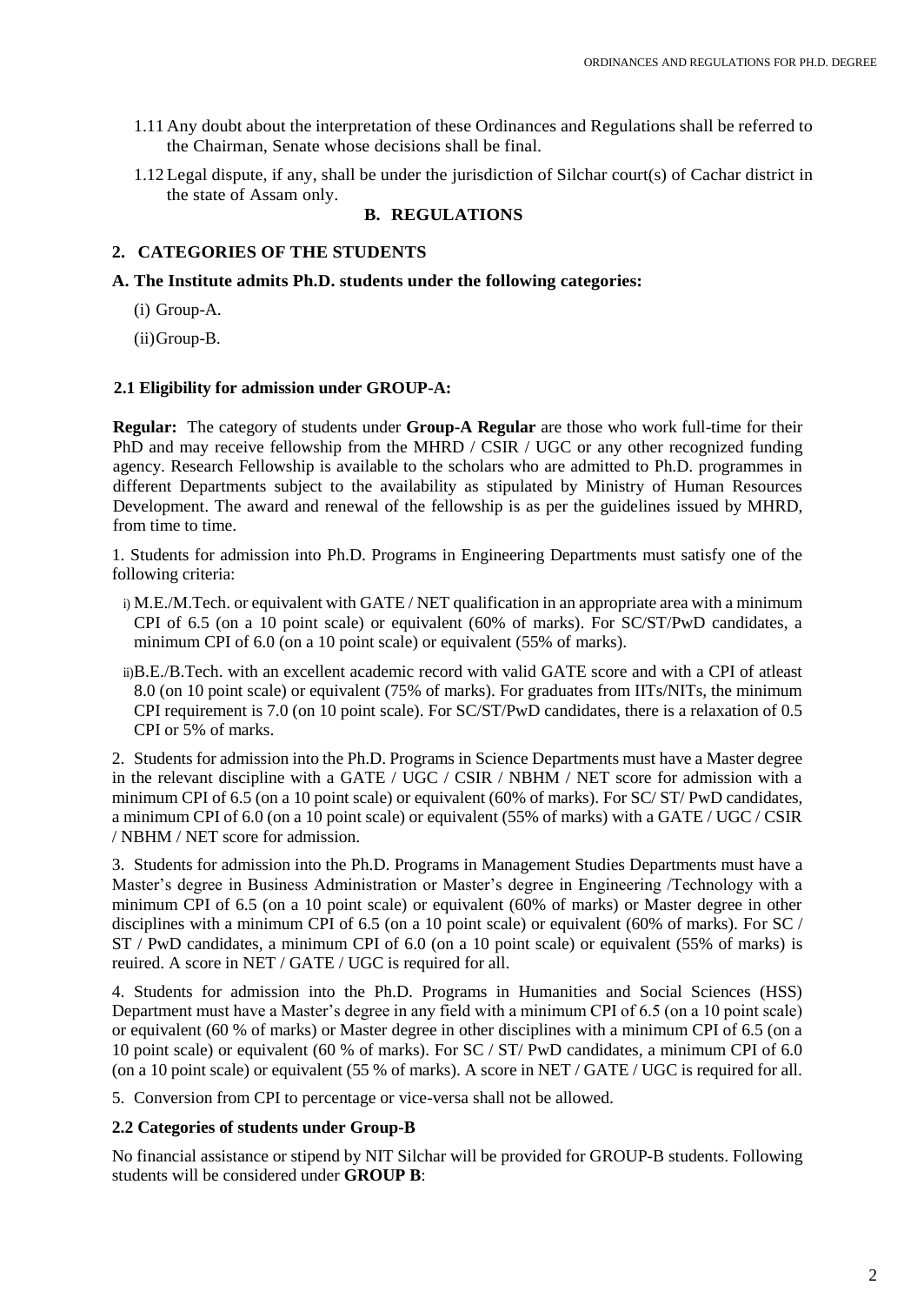1.11 Any doubt about the interpretation of these Ordinances and Regulations shall be referred to the Chairman, Senate whose decisions shall be final.

1.12 Legal dispute, if any, shall be under the jurisdiction of Silchar court(s) of Cachar district in the state of Assam only.

## B. REGULATIONS

### 2. CATEGORIES OF THE STUDENTS

**A. The Institute admits Ph.D. students under the following categories:**

(i) Group-A.

(ii) Group-B.

#### 2.1 Eligibility for admission under GROUP-A:

**Regular:** The category of students under **Group-A Regular** are those who work full-time for their PhD and may receive fellowship from the MHRD / CSIR / UGC or any other recognized funding agency. Research Fellowship is available to the scholars who are admitted to Ph.D. programmes in different Departments subject to the availability as stipulated by Ministry of Human Resources Development. The award and renewal of the fellowship is as per the guidelines issued by MHRD, from time to time.

1. Students for admission into Ph.D. Programs in Engineering Departments must satisfy one of the following criteria:

i) M.E./M.Tech. or equivalent with GATE / NET qualification in an appropriate area with a minimum CPI of 6.5 (on a 10 point scale) or equivalent (60% of marks). For SC/ST/PwD candidates, a minimum CPI of 6.0 (on a 10 point scale) or equivalent (55% of marks).

ii) B.E./B.Tech. with an excellent academic record with valid GATE score and with a CPI of atleast 8.0 (on 10 point scale) or equivalent (75% of marks). For graduates from IITs/NITs, the minimum CPI requirement is 7.0 (on 10 point scale). For SC/ST/PwD candidates, there is a relaxation of 0.5 CPI or 5% of marks.

2. Students for admission into the Ph.D. Programs in Science Departments must have a Master degree in the relevant discipline with a GATE / UGC / CSIR / NBHM / NET score for admission with a minimum CPI of 6.5 (on a 10 point scale) or equivalent (60% of marks). For SC/ ST/ PwD candidates, a minimum CPI of 6.0 (on a 10 point scale) or equivalent (55% of marks) with a GATE / UGC / CSIR / NBHM / NET score for admission.

3. Students for admission into the Ph.D. Programs in Management Studies Departments must have a Master's degree in Business Administration or Master's degree in Engineering /Technology with a minimum CPI of 6.5 (on a 10 point scale) or equivalent (60% of marks) or Master degree in other disciplines with a minimum CPI of 6.5 (on a 10 point scale) or equivalent (60% of marks). For SC / ST / PwD candidates, a minimum CPI of 6.0 (on a 10 point scale) or equivalent (55% of marks) is reuired. A score in NET / GATE / UGC is required for all.

4. Students for admission into the Ph.D. Programs in Humanities and Social Sciences (HSS) Department must have a Master's degree in any field with a minimum CPI of 6.5 (on a 10 point scale) or equivalent (60 % of marks) or Master degree in other disciplines with a minimum CPI of 6.5 (on a 10 point scale) or equivalent (60 % of marks). For SC / ST/ PwD candidates, a minimum CPI of 6.0 (on a 10 point scale) or equivalent (55 % of marks). A score in NET / GATE / UGC is required for all.

5. Conversion from CPI to percentage or vice-versa shall not be allowed.

#### 2.2 Categories of students under Group-B

No financial assistance or stipend by NIT Silchar will be provided for GROUP-B students. Following students will be considered under **GROUP B**: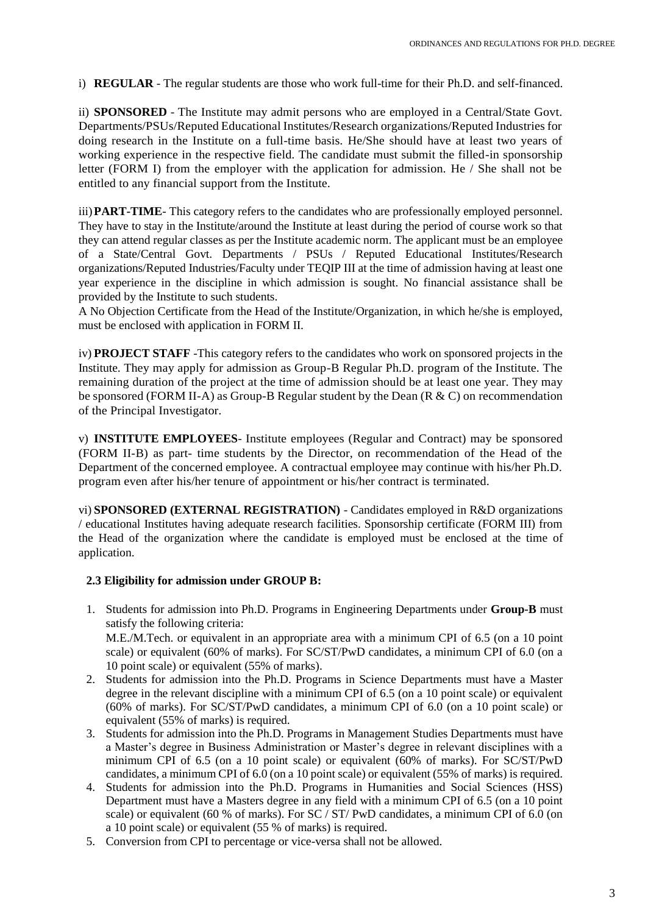i) **REGULAR** - The regular students are those who work full-time for their Ph.D. and self-financed.

ii) **SPONSORED** - The Institute may admit persons who are employed in a Central/State Govt. Departments/PSUs/Reputed Educational Institutes/Research organizations/Reputed Industries for doing research in the Institute on a full-time basis. He/She should have at least two years of working experience in the respective field. The candidate must submit the filled-in sponsorship letter (FORM I) from the employer with the application for admission. He / She shall not be entitled to any financial support from the Institute.

iii) **PART-TIME**- This category refers to the candidates who are professionally employed personnel. They have to stay in the Institute/around the Institute at least during the period of course work so that they can attend regular classes as per the Institute academic norm. The applicant must be an employee of a State/Central Govt. Departments / PSUs / Reputed Educational Institutes/Research organizations/Reputed Industries/Faculty under TEQIP III at the time of admission having at least one year experience in the discipline in which admission is sought. No financial assistance shall be provided by the Institute to such students.

A No Objection Certificate from the Head of the Institute/Organization, in which he/she is employed, must be enclosed with application in FORM II.

iv) **PROJECT STAFF** -This category refers to the candidates who work on sponsored projects in the Institute. They may apply for admission as Group-B Regular Ph.D. program of the Institute. The remaining duration of the project at the time of admission should be at least one year. They may be sponsored (FORM II-A) as Group-B Regular student by the Dean (R & C) on recommendation of the Principal Investigator.

v) **INSTITUTE EMPLOYEES**- Institute employees (Regular and Contract) may be sponsored (FORM II-B) as part- time students by the Director, on recommendation of the Head of the Department of the concerned employee. A contractual employee may continue with his/her Ph.D. program even after his/her tenure of appointment or his/her contract is terminated.

vi) **SPONSORED (EXTERNAL REGISTRATION)** - Candidates employed in R&D organizations / educational Institutes having adequate research facilities. Sponsorship certificate (FORM III) from the Head of the organization where the candidate is employed must be enclosed at the time of application.

**2.3 Eligibility for admission under GROUP B:**

1. Students for admission into Ph.D. Programs in Engineering Departments under **Group-B** must satisfy the following criteria:
   M.E./M.Tech. or equivalent in an appropriate area with a minimum CPI of 6.5 (on a 10 point scale) or equivalent (60% of marks). For SC/ST/PwD candidates, a minimum CPI of 6.0 (on a 10 point scale) or equivalent (55% of marks).
2. Students for admission into the Ph.D. Programs in Science Departments must have a Master degree in the relevant discipline with a minimum CPI of 6.5 (on a 10 point scale) or equivalent (60% of marks). For SC/ST/PwD candidates, a minimum CPI of 6.0 (on a 10 point scale) or equivalent (55% of marks) is required.
3. Students for admission into the Ph.D. Programs in Management Studies Departments must have a Master's degree in Business Administration or Master's degree in relevant disciplines with a minimum CPI of 6.5 (on a 10 point scale) or equivalent (60% of marks). For SC/ST/PwD candidates, a minimum CPI of 6.0 (on a 10 point scale) or equivalent (55% of marks) is required.
4. Students for admission into the Ph.D. Programs in Humanities and Social Sciences (HSS) Department must have a Masters degree in any field with a minimum CPI of 6.5 (on a 10 point scale) or equivalent (60 % of marks). For SC / ST/ PwD candidates, a minimum CPI of 6.0 (on a 10 point scale) or equivalent (55 % of marks) is required.
5. Conversion from CPI to percentage or vice-versa shall not be allowed.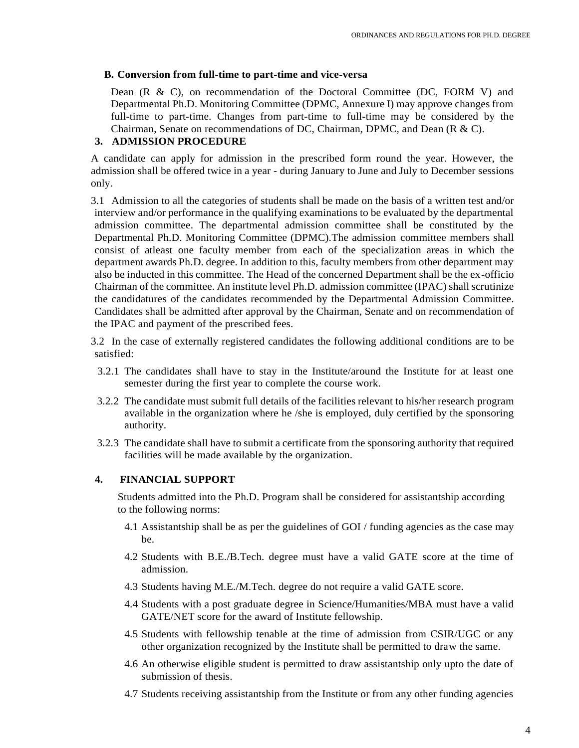**B. Conversion from full-time to part-time and vice-versa**

Dean (R & C), on recommendation of the Doctoral Committee (DC, FORM V) and Departmental Ph.D. Monitoring Committee (DPMC, Annexure I) may approve changes from full-time to part-time. Changes from part-time to full-time may be considered by the Chairman, Senate on recommendations of DC, Chairman, DPMC, and Dean (R & C).

## 3. ADMISSION PROCEDURE

A candidate can apply for admission in the prescribed form round the year. However, the admission shall be offered twice in a year - during January to June and July to December sessions only.

3.1 Admission to all the categories of students shall be made on the basis of a written test and/or interview and/or performance in the qualifying examinations to be evaluated by the departmental admission committee. The departmental admission committee shall be constituted by the Departmental Ph.D. Monitoring Committee (DPMC).The admission committee members shall consist of atleast one faculty member from each of the specialization areas in which the department awards Ph.D. degree. In addition to this, faculty members from other department may also be inducted in this committee. The Head of the concerned Department shall be the ex-officio Chairman of the committee. An institute level Ph.D. admission committee (IPAC) shall scrutinize the candidatures of the candidates recommended by the Departmental Admission Committee. Candidates shall be admitted after approval by the Chairman, Senate and on recommendation of the IPAC and payment of the prescribed fees.

3.2 In the case of externally registered candidates the following additional conditions are to be satisfied:

3.2.1 The candidates shall have to stay in the Institute/around the Institute for at least one semester during the first year to complete the course work.

3.2.2 The candidate must submit full details of the facilities relevant to his/her research program available in the organization where he /she is employed, duly certified by the sponsoring authority.

3.2.3 The candidate shall have to submit a certificate from the sponsoring authority that required facilities will be made available by the organization.

## 4. FINANCIAL SUPPORT

Students admitted into the Ph.D. Program shall be considered for assistantship according to the following norms:

4.1 Assistantship shall be as per the guidelines of GOI / funding agencies as the case may be.

4.2 Students with B.E./B.Tech. degree must have a valid GATE score at the time of admission.

4.3 Students having M.E./M.Tech. degree do not require a valid GATE score.

4.4 Students with a post graduate degree in Science/Humanities/MBA must have a valid GATE/NET score for the award of Institute fellowship.

4.5 Students with fellowship tenable at the time of admission from CSIR/UGC or any other organization recognized by the Institute shall be permitted to draw the same.

4.6 An otherwise eligible student is permitted to draw assistantship only upto the date of submission of thesis.

4.7 Students receiving assistantship from the Institute or from any other funding agencies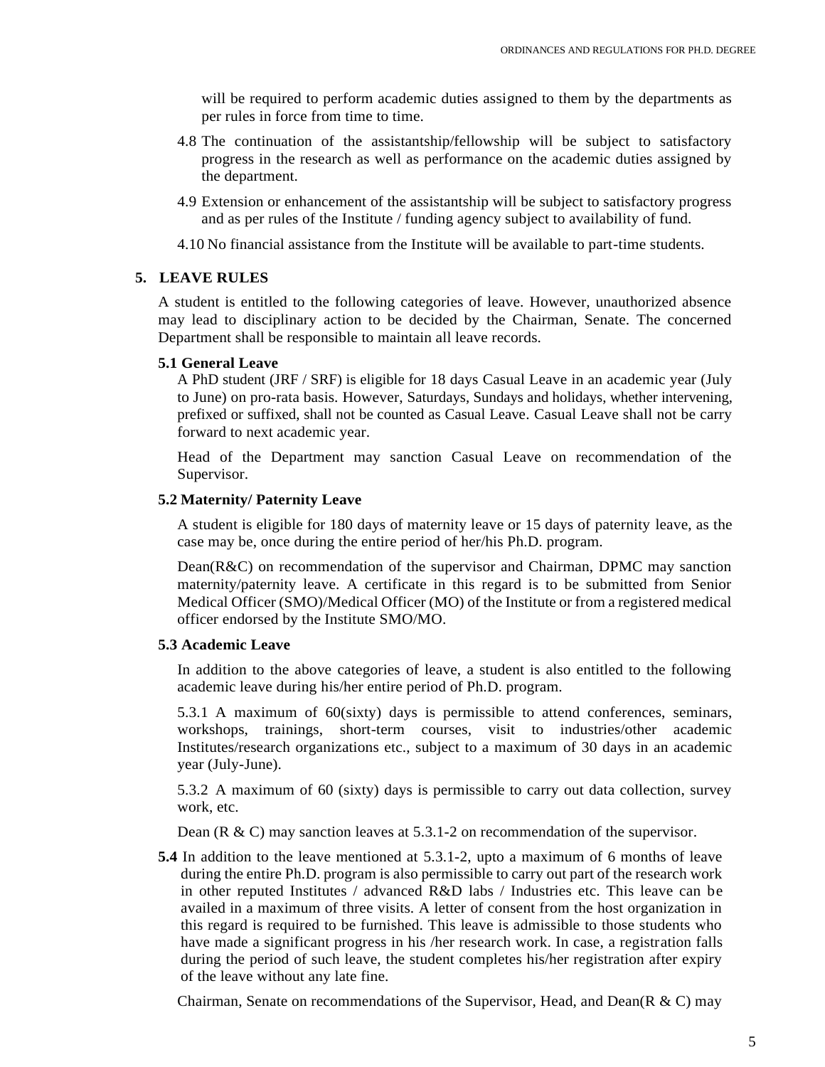will be required to perform academic duties assigned to them by the departments as per rules in force from time to time.

4.8 The continuation of the assistantship/fellowship will be subject to satisfactory progress in the research as well as performance on the academic duties assigned by the department.

4.9 Extension or enhancement of the assistantship will be subject to satisfactory progress and as per rules of the Institute / funding agency subject to availability of fund.

4.10 No financial assistance from the Institute will be available to part-time students.

## 5. LEAVE RULES

A student is entitled to the following categories of leave. However, unauthorized absence may lead to disciplinary action to be decided by the Chairman, Senate. The concerned Department shall be responsible to maintain all leave records.

### 5.1 General Leave

A PhD student (JRF / SRF) is eligible for 18 days Casual Leave in an academic year (July to June) on pro-rata basis. However, Saturdays, Sundays and holidays, whether intervening, prefixed or suffixed, shall not be counted as Casual Leave. Casual Leave shall not be carry forward to next academic year.

Head of the Department may sanction Casual Leave on recommendation of the Supervisor.

### 5.2 Maternity/ Paternity Leave

A student is eligible for 180 days of maternity leave or 15 days of paternity leave, as the case may be, once during the entire period of her/his Ph.D. program.

Dean(R&C) on recommendation of the supervisor and Chairman, DPMC may sanction maternity/paternity leave. A certificate in this regard is to be submitted from Senior Medical Officer (SMO)/Medical Officer (MO) of the Institute or from a registered medical officer endorsed by the Institute SMO/MO.

### 5.3 Academic Leave

In addition to the above categories of leave, a student is also entitled to the following academic leave during his/her entire period of Ph.D. program.

5.3.1 A maximum of 60(sixty) days is permissible to attend conferences, seminars, workshops, trainings, short-term courses, visit to industries/other academic Institutes/research organizations etc., subject to a maximum of 30 days in an academic year (July-June).

5.3.2 A maximum of 60 (sixty) days is permissible to carry out data collection, survey work, etc.

Dean (R & C) may sanction leaves at 5.3.1-2 on recommendation of the supervisor.

**5.4** In addition to the leave mentioned at 5.3.1-2, upto a maximum of 6 months of leave during the entire Ph.D. program is also permissible to carry out part of the research work in other reputed Institutes / advanced R&D labs / Industries etc. This leave can be availed in a maximum of three visits. A letter of consent from the host organization in this regard is required to be furnished. This leave is admissible to those students who have made a significant progress in his /her research work. In case, a registration falls during the period of such leave, the student completes his/her registration after expiry of the leave without any late fine.

Chairman, Senate on recommendations of the Supervisor, Head, and Dean(R & C) may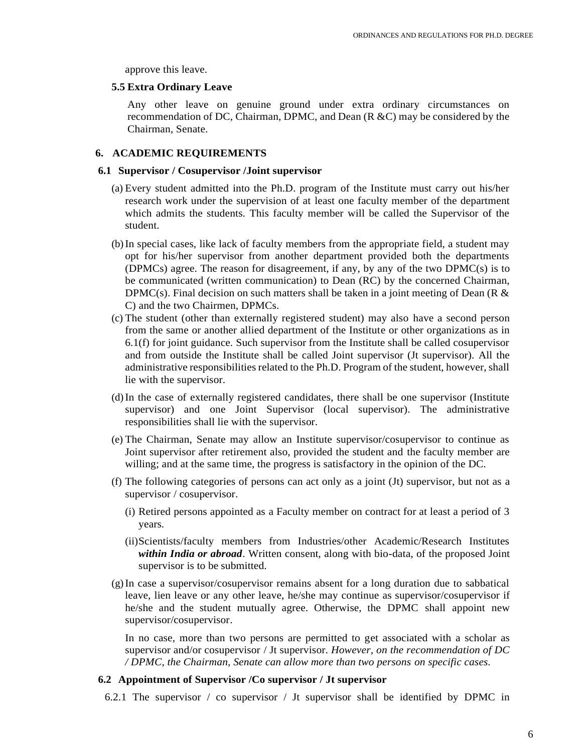approve this leave.

### 5.5 Extra Ordinary Leave

Any other leave on genuine ground under extra ordinary circumstances on recommendation of DC, Chairman, DPMC, and Dean (R &C) may be considered by the Chairman, Senate.

## 6. ACADEMIC REQUIREMENTS

### 6.1 Supervisor / Cosupervisor /Joint supervisor

(a) Every student admitted into the Ph.D. program of the Institute must carry out his/her research work under the supervision of at least one faculty member of the department which admits the students. This faculty member will be called the Supervisor of the student.

(b) In special cases, like lack of faculty members from the appropriate field, a student may opt for his/her supervisor from another department provided both the departments (DPMCs) agree. The reason for disagreement, if any, by any of the two DPMC(s) is to be communicated (written communication) to Dean (RC) by the concerned Chairman, DPMC(s). Final decision on such matters shall be taken in a joint meeting of Dean (R & C) and the two Chairmen, DPMCs.

(c) The student (other than externally registered student) may also have a second person from the same or another allied department of the Institute or other organizations as in 6.1(f) for joint guidance. Such supervisor from the Institute shall be called cosupervisor and from outside the Institute shall be called Joint supervisor (Jt supervisor). All the administrative responsibilities related to the Ph.D. Program of the student, however, shall lie with the supervisor.

(d) In the case of externally registered candidates, there shall be one supervisor (Institute supervisor) and one Joint Supervisor (local supervisor). The administrative responsibilities shall lie with the supervisor.

(e) The Chairman, Senate may allow an Institute supervisor/cosupervisor to continue as Joint supervisor after retirement also, provided the student and the faculty member are willing; and at the same time, the progress is satisfactory in the opinion of the DC.

(f) The following categories of persons can act only as a joint (Jt) supervisor, but not as a supervisor / cosupervisor.

   (i) Retired persons appointed as a Faculty member on contract for at least a period of 3 years.

   (ii) Scientists/faculty members from Industries/other Academic/Research Institutes ***within India or abroad***. Written consent, along with bio-data, of the proposed Joint supervisor is to be submitted.

(g) In case a supervisor/cosupervisor remains absent for a long duration due to sabbatical leave, lien leave or any other leave, he/she may continue as supervisor/cosupervisor if he/she and the student mutually agree. Otherwise, the DPMC shall appoint new supervisor/cosupervisor.

In no case, more than two persons are permitted to get associated with a scholar as supervisor and/or cosupervisor / Jt supervisor. *However, on the recommendation of DC / DPMC, the Chairman, Senate can allow more than two persons on specific cases.*

### 6.2 Appointment of Supervisor /Co supervisor / Jt supervisor

6.2.1 The supervisor / co supervisor / Jt supervisor shall be identified by DPMC in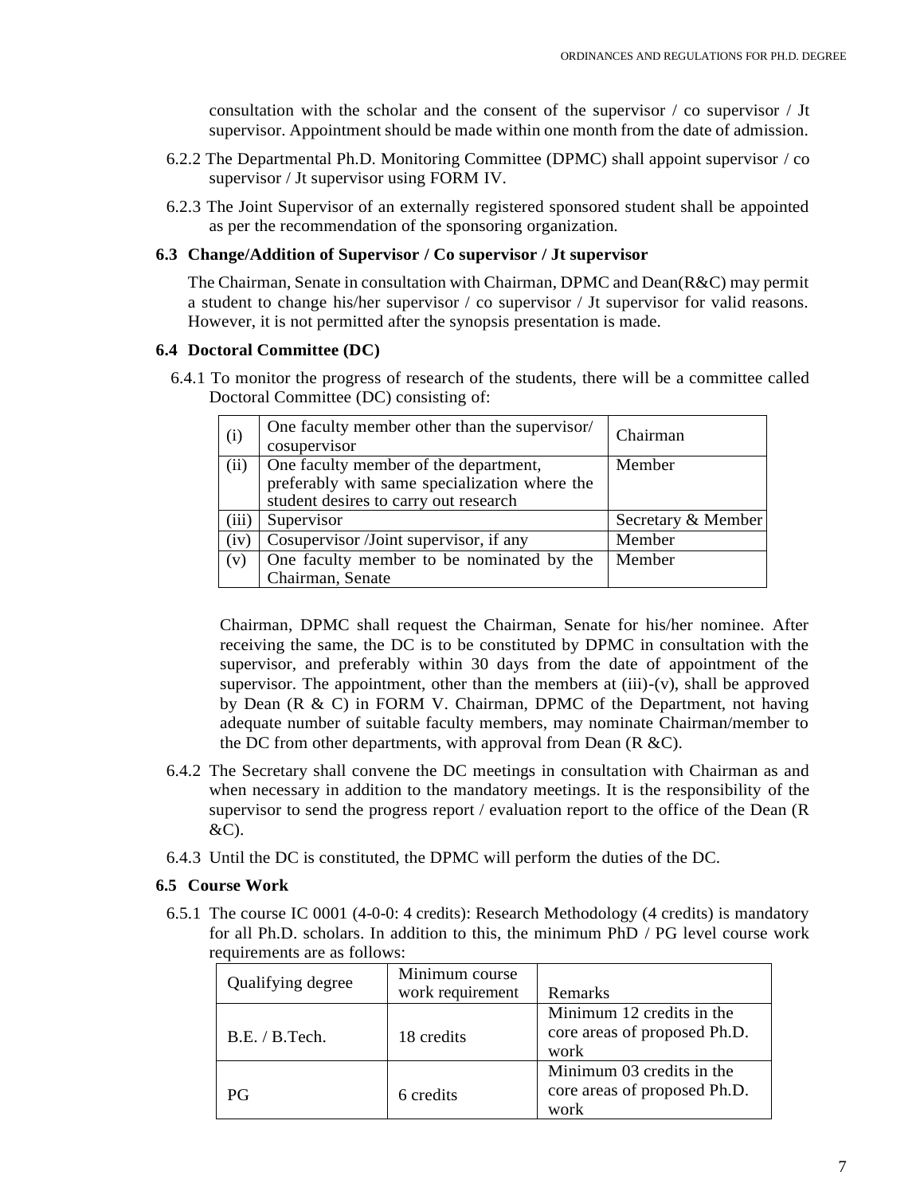consultation with the scholar and the consent of the supervisor / co supervisor / Jt supervisor. Appointment should be made within one month from the date of admission.

6.2.2 The Departmental Ph.D. Monitoring Committee (DPMC) shall appoint supervisor / co supervisor / Jt supervisor using FORM IV.

6.2.3 The Joint Supervisor of an externally registered sponsored student shall be appointed as per the recommendation of the sponsoring organization.

### 6.3 Change/Addition of Supervisor / Co supervisor / Jt supervisor

The Chairman, Senate in consultation with Chairman, DPMC and Dean(R&C) may permit a student to change his/her supervisor / co supervisor / Jt supervisor for valid reasons. However, it is not permitted after the synopsis presentation is made.

### 6.4 Doctoral Committee (DC)

6.4.1 To monitor the progress of research of the students, there will be a committee called Doctoral Committee (DC) consisting of:

| | | |
|---|---|---|
| (i) | One faculty member other than the supervisor/ cosupervisor | Chairman |
| (ii) | One faculty member of the department, preferably with same specialization where the student desires to carry out research | Member |
| (iii) | Supervisor | Secretary & Member |
| (iv) | Cosupervisor /Joint supervisor, if any | Member |
| (v) | One faculty member to be nominated by the Chairman, Senate | Member |

Chairman, DPMC shall request the Chairman, Senate for his/her nominee. After receiving the same, the DC is to be constituted by DPMC in consultation with the supervisor, and preferably within 30 days from the date of appointment of the supervisor. The appointment, other than the members at (iii)-(v), shall be approved by Dean (R & C) in FORM V. Chairman, DPMC of the Department, not having adequate number of suitable faculty members, may nominate Chairman/member to the DC from other departments, with approval from Dean (R &C).

6.4.2 The Secretary shall convene the DC meetings in consultation with Chairman as and when necessary in addition to the mandatory meetings. It is the responsibility of the supervisor to send the progress report / evaluation report to the office of the Dean (R &C).

6.4.3 Until the DC is constituted, the DPMC will perform the duties of the DC.

### 6.5 Course Work

6.5.1 The course IC 0001 (4-0-0: 4 credits): Research Methodology (4 credits) is mandatory for all Ph.D. scholars. In addition to this, the minimum PhD / PG level course work requirements are as follows:

| Qualifying degree | Minimum course work requirement | Remarks |
|---|---|---|
| B.E. / B.Tech. | 18 credits | Minimum 12 credits in the core areas of proposed Ph.D. work |
| PG | 6 credits | Minimum 03 credits in the core areas of proposed Ph.D. work |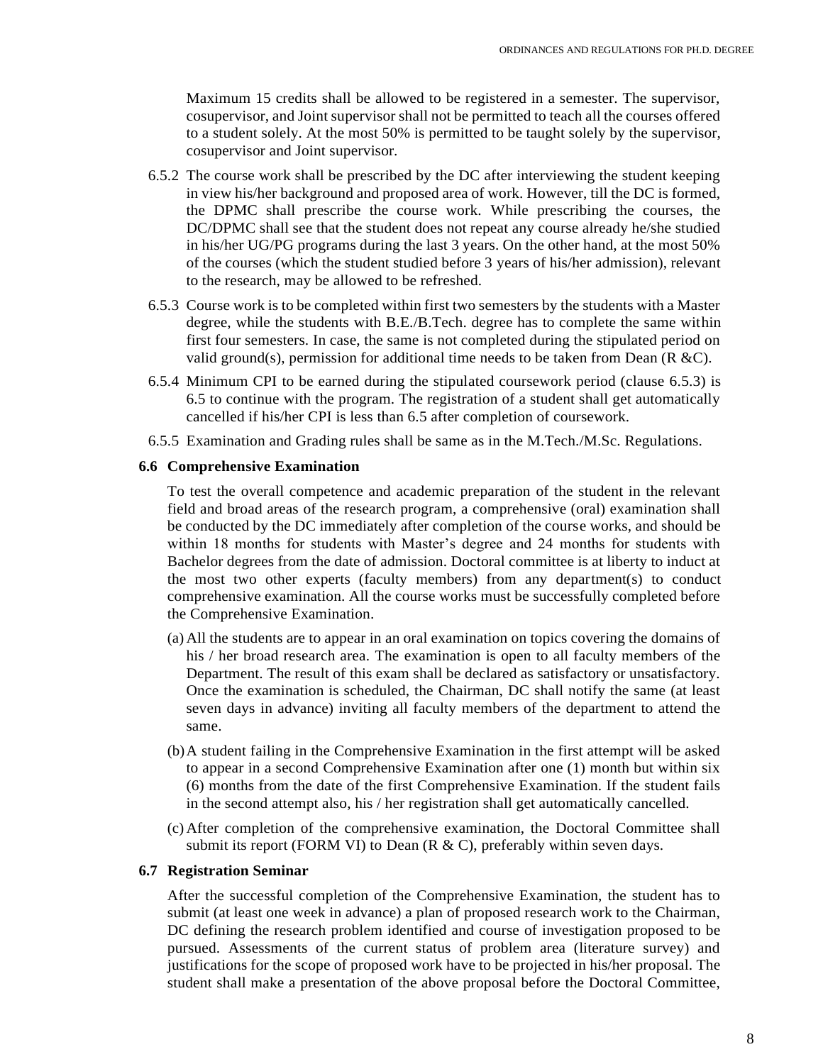Maximum 15 credits shall be allowed to be registered in a semester. The supervisor, cosupervisor, and Joint supervisor shall not be permitted to teach all the courses offered to a student solely. At the most 50% is permitted to be taught solely by the supervisor, cosupervisor and Joint supervisor.

6.5.2 The course work shall be prescribed by the DC after interviewing the student keeping in view his/her background and proposed area of work. However, till the DC is formed, the DPMC shall prescribe the course work. While prescribing the courses, the DC/DPMC shall see that the student does not repeat any course already he/she studied in his/her UG/PG programs during the last 3 years. On the other hand, at the most 50% of the courses (which the student studied before 3 years of his/her admission), relevant to the research, may be allowed to be refreshed.

6.5.3 Course work is to be completed within first two semesters by the students with a Master degree, while the students with B.E./B.Tech. degree has to complete the same within first four semesters. In case, the same is not completed during the stipulated period on valid ground(s), permission for additional time needs to be taken from Dean (R &C).

6.5.4 Minimum CPI to be earned during the stipulated coursework period (clause 6.5.3) is 6.5 to continue with the program. The registration of a student shall get automatically cancelled if his/her CPI is less than 6.5 after completion of coursework.

6.5.5 Examination and Grading rules shall be same as in the M.Tech./M.Sc. Regulations.

### 6.6 Comprehensive Examination

To test the overall competence and academic preparation of the student in the relevant field and broad areas of the research program, a comprehensive (oral) examination shall be conducted by the DC immediately after completion of the course works, and should be within 18 months for students with Master's degree and 24 months for students with Bachelor degrees from the date of admission. Doctoral committee is at liberty to induct at the most two other experts (faculty members) from any department(s) to conduct comprehensive examination. All the course works must be successfully completed before the Comprehensive Examination.

(a) All the students are to appear in an oral examination on topics covering the domains of his / her broad research area. The examination is open to all faculty members of the Department. The result of this exam shall be declared as satisfactory or unsatisfactory. Once the examination is scheduled, the Chairman, DC shall notify the same (at least seven days in advance) inviting all faculty members of the department to attend the same.

(b) A student failing in the Comprehensive Examination in the first attempt will be asked to appear in a second Comprehensive Examination after one (1) month but within six (6) months from the date of the first Comprehensive Examination. If the student fails in the second attempt also, his / her registration shall get automatically cancelled.

(c) After completion of the comprehensive examination, the Doctoral Committee shall submit its report (FORM VI) to Dean (R & C), preferably within seven days.

### 6.7 Registration Seminar

After the successful completion of the Comprehensive Examination, the student has to submit (at least one week in advance) a plan of proposed research work to the Chairman, DC defining the research problem identified and course of investigation proposed to be pursued. Assessments of the current status of problem area (literature survey) and justifications for the scope of proposed work have to be projected in his/her proposal. The student shall make a presentation of the above proposal before the Doctoral Committee,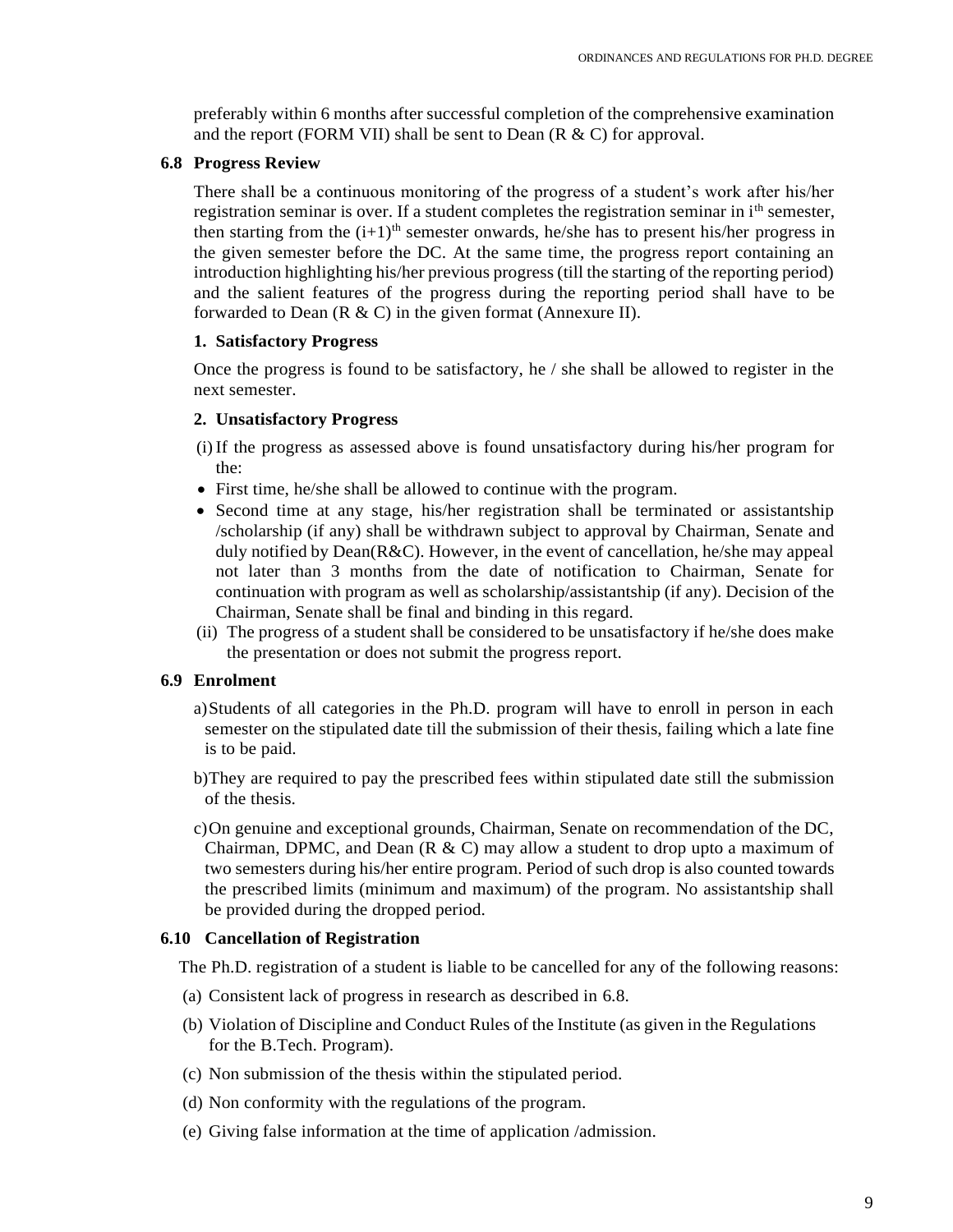preferably within 6 months after successful completion of the comprehensive examination and the report (FORM VII) shall be sent to Dean (R & C) for approval.

### 6.8 Progress Review

There shall be a continuous monitoring of the progress of a student's work after his/her registration seminar is over. If a student completes the registration seminar in $i^{th}$ semester, then starting from the $(i+1)^{th}$ semester onwards, he/she has to present his/her progress in the given semester before the DC. At the same time, the progress report containing an introduction highlighting his/her previous progress (till the starting of the reporting period) and the salient features of the progress during the reporting period shall have to be forwarded to Dean (R & C) in the given format (Annexure II).

**1. Satisfactory Progress**

Once the progress is found to be satisfactory, he / she shall be allowed to register in the next semester.

**2. Unsatisfactory Progress**

(i) If the progress as assessed above is found unsatisfactory during his/her program for the:

- First time, he/she shall be allowed to continue with the program.
- Second time at any stage, his/her registration shall be terminated or assistantship /scholarship (if any) shall be withdrawn subject to approval by Chairman, Senate and duly notified by Dean(R&C). However, in the event of cancellation, he/she may appeal not later than 3 months from the date of notification to Chairman, Senate for continuation with program as well as scholarship/assistantship (if any). Decision of the Chairman, Senate shall be final and binding in this regard.

(ii) The progress of a student shall be considered to be unsatisfactory if he/she does make the presentation or does not submit the progress report.

### 6.9 Enrolment

a) Students of all categories in the Ph.D. program will have to enroll in person in each semester on the stipulated date till the submission of their thesis, failing which a late fine is to be paid.

b) They are required to pay the prescribed fees within stipulated date still the submission of the thesis.

c) On genuine and exceptional grounds, Chairman, Senate on recommendation of the DC, Chairman, DPMC, and Dean (R & C) may allow a student to drop upto a maximum of two semesters during his/her entire program. Period of such drop is also counted towards the prescribed limits (minimum and maximum) of the program. No assistantship shall be provided during the dropped period.

### 6.10 Cancellation of Registration

The Ph.D. registration of a student is liable to be cancelled for any of the following reasons:

(a) Consistent lack of progress in research as described in 6.8.

(b) Violation of Discipline and Conduct Rules of the Institute (as given in the Regulations for the B.Tech. Program).

(c) Non submission of the thesis within the stipulated period.

(d) Non conformity with the regulations of the program.

(e) Giving false information at the time of application /admission.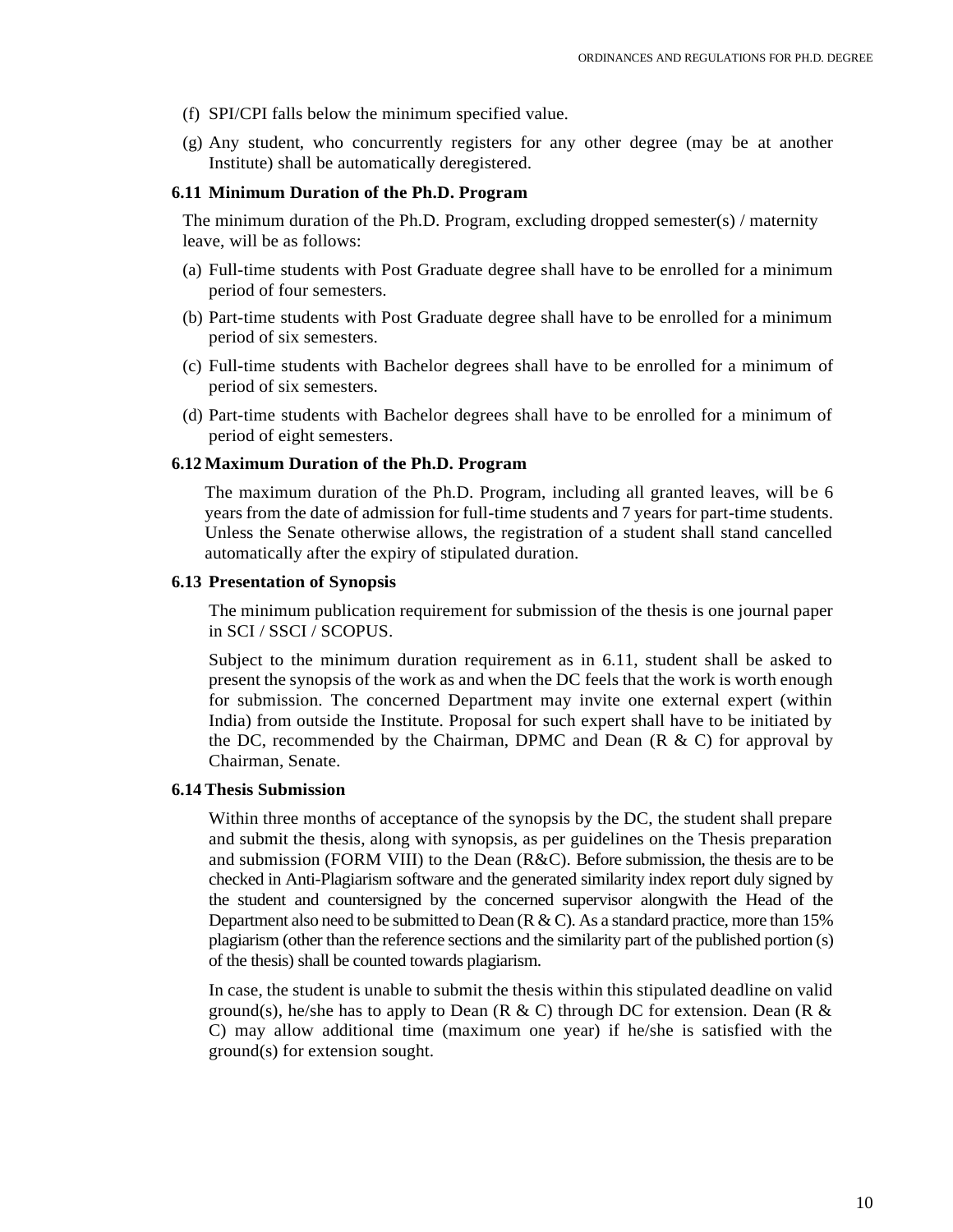(f) SPI/CPI falls below the minimum specified value.

(g) Any student, who concurrently registers for any other degree (may be at another Institute) shall be automatically deregistered.

### 6.11 Minimum Duration of the Ph.D. Program

The minimum duration of the Ph.D. Program, excluding dropped semester(s) / maternity leave, will be as follows:

(a) Full-time students with Post Graduate degree shall have to be enrolled for a minimum period of four semesters.

(b) Part-time students with Post Graduate degree shall have to be enrolled for a minimum period of six semesters.

(c) Full-time students with Bachelor degrees shall have to be enrolled for a minimum of period of six semesters.

(d) Part-time students with Bachelor degrees shall have to be enrolled for a minimum of period of eight semesters.

### 6.12 Maximum Duration of the Ph.D. Program

The maximum duration of the Ph.D. Program, including all granted leaves, will be 6 years from the date of admission for full-time students and 7 years for part-time students. Unless the Senate otherwise allows, the registration of a student shall stand cancelled automatically after the expiry of stipulated duration.

### 6.13 Presentation of Synopsis

The minimum publication requirement for submission of the thesis is one journal paper in SCI / SSCI / SCOPUS.

Subject to the minimum duration requirement as in 6.11, student shall be asked to present the synopsis of the work as and when the DC feels that the work is worth enough for submission. The concerned Department may invite one external expert (within India) from outside the Institute. Proposal for such expert shall have to be initiated by the DC, recommended by the Chairman, DPMC and Dean (R & C) for approval by Chairman, Senate.

### 6.14 Thesis Submission

Within three months of acceptance of the synopsis by the DC, the student shall prepare and submit the thesis, along with synopsis, as per guidelines on the Thesis preparation and submission (FORM VIII) to the Dean (R&C). Before submission, the thesis are to be checked in Anti-Plagiarism software and the generated similarity index report duly signed by the student and countersigned by the concerned supervisor alongwith the Head of the Department also need to be submitted to Dean (R & C). As a standard practice, more than 15% plagiarism (other than the reference sections and the similarity part of the published portion (s) of the thesis) shall be counted towards plagiarism.

In case, the student is unable to submit the thesis within this stipulated deadline on valid ground(s), he/she has to apply to Dean (R & C) through DC for extension. Dean (R & C) may allow additional time (maximum one year) if he/she is satisfied with the ground(s) for extension sought.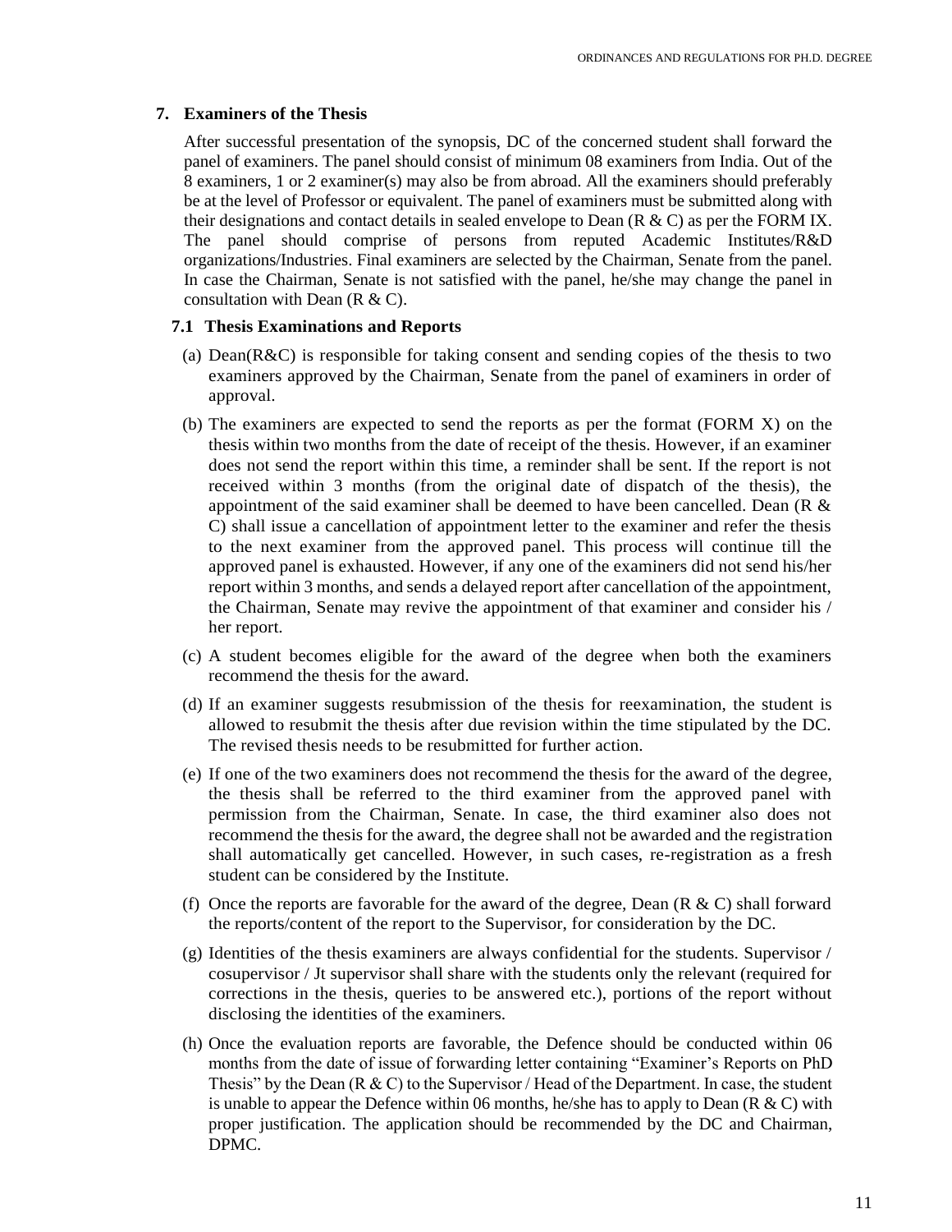## 7. Examiners of the Thesis

After successful presentation of the synopsis, DC of the concerned student shall forward the panel of examiners. The panel should consist of minimum 08 examiners from India. Out of the 8 examiners, 1 or 2 examiner(s) may also be from abroad. All the examiners should preferably be at the level of Professor or equivalent. The panel of examiners must be submitted along with their designations and contact details in sealed envelope to Dean (R & C) as per the FORM IX. The panel should comprise of persons from reputed Academic Institutes/R&D organizations/Industries. Final examiners are selected by the Chairman, Senate from the panel. In case the Chairman, Senate is not satisfied with the panel, he/she may change the panel in consultation with Dean (R & C).

### 7.1 Thesis Examinations and Reports

(a) Dean(R&C) is responsible for taking consent and sending copies of the thesis to two examiners approved by the Chairman, Senate from the panel of examiners in order of approval.

(b) The examiners are expected to send the reports as per the format (FORM X) on the thesis within two months from the date of receipt of the thesis. However, if an examiner does not send the report within this time, a reminder shall be sent. If the report is not received within 3 months (from the original date of dispatch of the thesis), the appointment of the said examiner shall be deemed to have been cancelled. Dean (R & C) shall issue a cancellation of appointment letter to the examiner and refer the thesis to the next examiner from the approved panel. This process will continue till the approved panel is exhausted. However, if any one of the examiners did not send his/her report within 3 months, and sends a delayed report after cancellation of the appointment, the Chairman, Senate may revive the appointment of that examiner and consider his / her report.

(c) A student becomes eligible for the award of the degree when both the examiners recommend the thesis for the award.

(d) If an examiner suggests resubmission of the thesis for reexamination, the student is allowed to resubmit the thesis after due revision within the time stipulated by the DC. The revised thesis needs to be resubmitted for further action.

(e) If one of the two examiners does not recommend the thesis for the award of the degree, the thesis shall be referred to the third examiner from the approved panel with permission from the Chairman, Senate. In case, the third examiner also does not recommend the thesis for the award, the degree shall not be awarded and the registration shall automatically get cancelled. However, in such cases, re-registration as a fresh student can be considered by the Institute.

(f) Once the reports are favorable for the award of the degree, Dean (R & C) shall forward the reports/content of the report to the Supervisor, for consideration by the DC.

(g) Identities of the thesis examiners are always confidential for the students. Supervisor / cosupervisor / Jt supervisor shall share with the students only the relevant (required for corrections in the thesis, queries to be answered etc.), portions of the report without disclosing the identities of the examiners.

(h) Once the evaluation reports are favorable, the Defence should be conducted within 06 months from the date of issue of forwarding letter containing "Examiner's Reports on PhD Thesis" by the Dean (R & C) to the Supervisor / Head of the Department. In case, the student is unable to appear the Defence within 06 months, he/she has to apply to Dean (R & C) with proper justification. The application should be recommended by the DC and Chairman, DPMC.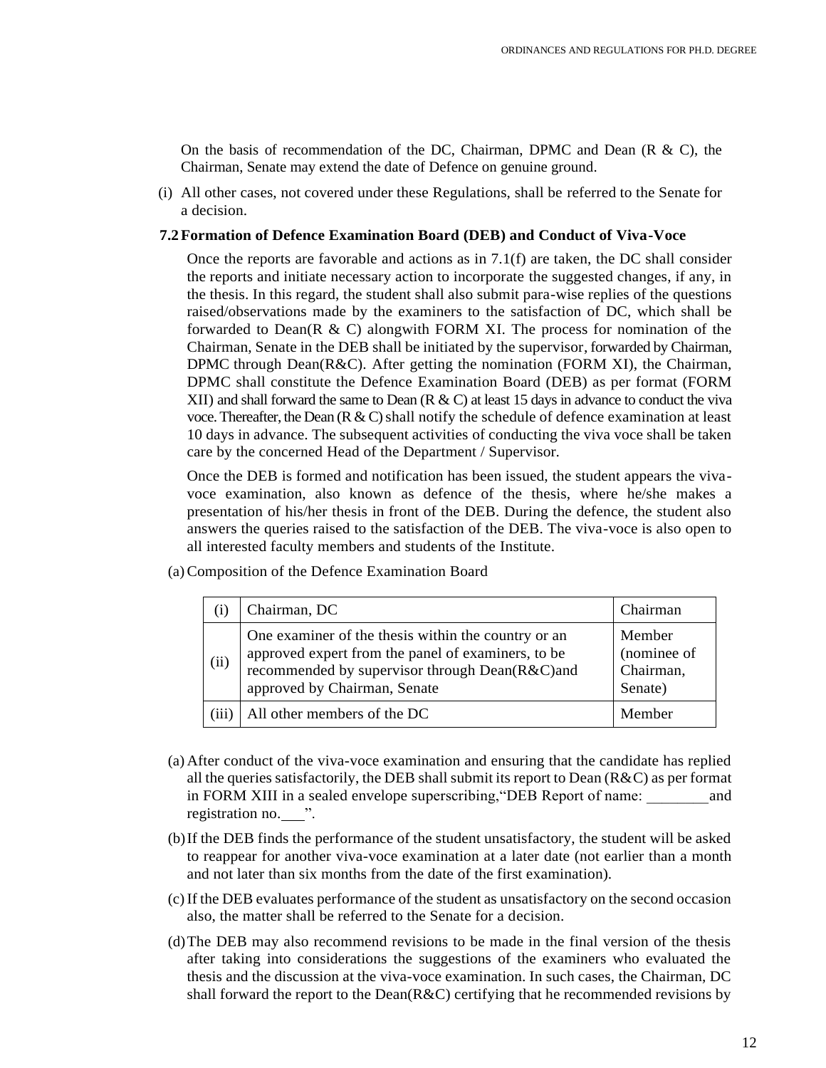On the basis of recommendation of the DC, Chairman, DPMC and Dean (R & C), the Chairman, Senate may extend the date of Defence on genuine ground.

(i) All other cases, not covered under these Regulations, shall be referred to the Senate for a decision.

### 7.2 Formation of Defence Examination Board (DEB) and Conduct of Viva-Voce

Once the reports are favorable and actions as in 7.1(f) are taken, the DC shall consider the reports and initiate necessary action to incorporate the suggested changes, if any, in the thesis. In this regard, the student shall also submit para-wise replies of the questions raised/observations made by the examiners to the satisfaction of DC, which shall be forwarded to Dean(R & C) alongwith FORM XI. The process for nomination of the Chairman, Senate in the DEB shall be initiated by the supervisor, forwarded by Chairman, DPMC through Dean(R&C). After getting the nomination (FORM XI), the Chairman, DPMC shall constitute the Defence Examination Board (DEB) as per format (FORM XII) and shall forward the same to Dean (R & C) at least 15 days in advance to conduct the viva voce. Thereafter, the Dean (R & C) shall notify the schedule of defence examination at least 10 days in advance. The subsequent activities of conducting the viva voce shall be taken care by the concerned Head of the Department / Supervisor.

Once the DEB is formed and notification has been issued, the student appears the viva-voce examination, also known as defence of the thesis, where he/she makes a presentation of his/her thesis in front of the DEB. During the defence, the student also answers the queries raised to the satisfaction of the DEB. The viva-voce is also open to all interested faculty members and students of the Institute.

(a) Composition of the Defence Examination Board

| | | |
|---|---|---|
| (i) | Chairman, DC | Chairman |
| (ii) | One examiner of the thesis within the country or an approved expert from the panel of examiners, to be recommended by supervisor through Dean(R&C)and approved by Chairman, Senate | Member (nominee of Chairman, Senate) |
| (iii) | All other members of the DC | Member |

(a) After conduct of the viva-voce examination and ensuring that the candidate has replied all the queries satisfactorily, the DEB shall submit its report to Dean (R&C) as per format in FORM XIII in a sealed envelope superscribing,"DEB Report of name: ________and registration no.___".

(b) If the DEB finds the performance of the student unsatisfactory, the student will be asked to reappear for another viva-voce examination at a later date (not earlier than a month and not later than six months from the date of the first examination).

(c) If the DEB evaluates performance of the student as unsatisfactory on the second occasion also, the matter shall be referred to the Senate for a decision.

(d) The DEB may also recommend revisions to be made in the final version of the thesis after taking into considerations the suggestions of the examiners who evaluated the thesis and the discussion at the viva-voce examination. In such cases, the Chairman, DC shall forward the report to the Dean(R&C) certifying that he recommended revisions by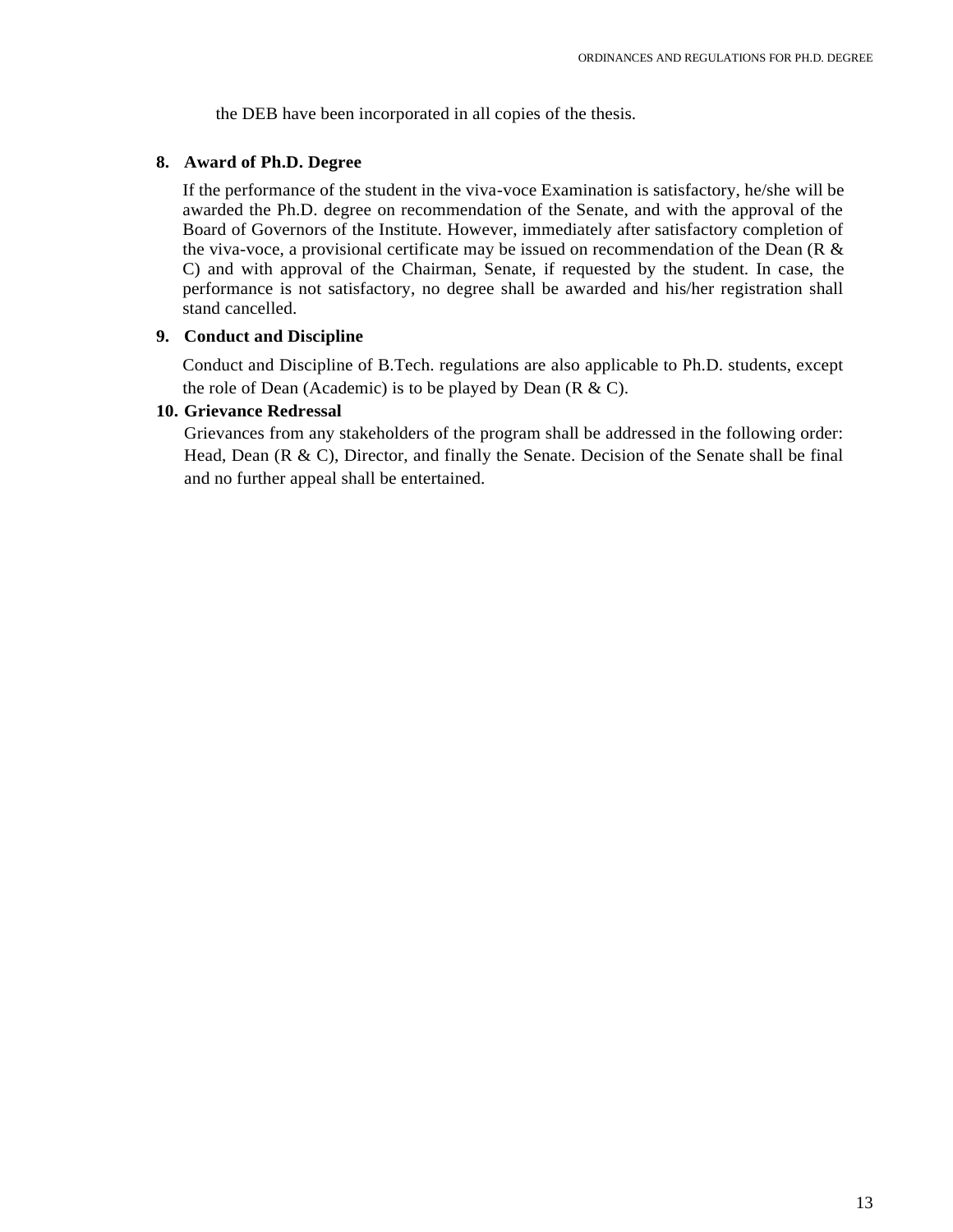the DEB have been incorporated in all copies of the thesis.

## 8. Award of Ph.D. Degree

If the performance of the student in the viva-voce Examination is satisfactory, he/she will be awarded the Ph.D. degree on recommendation of the Senate, and with the approval of the Board of Governors of the Institute. However, immediately after satisfactory completion of the viva-voce, a provisional certificate may be issued on recommendation of the Dean (R & C) and with approval of the Chairman, Senate, if requested by the student. In case, the performance is not satisfactory, no degree shall be awarded and his/her registration shall stand cancelled.

## 9. Conduct and Discipline

Conduct and Discipline of B.Tech. regulations are also applicable to Ph.D. students, except the role of Dean (Academic) is to be played by Dean (R & C).

## 10. Grievance Redressal

Grievances from any stakeholders of the program shall be addressed in the following order: Head, Dean (R & C), Director, and finally the Senate. Decision of the Senate shall be final and no further appeal shall be entertained.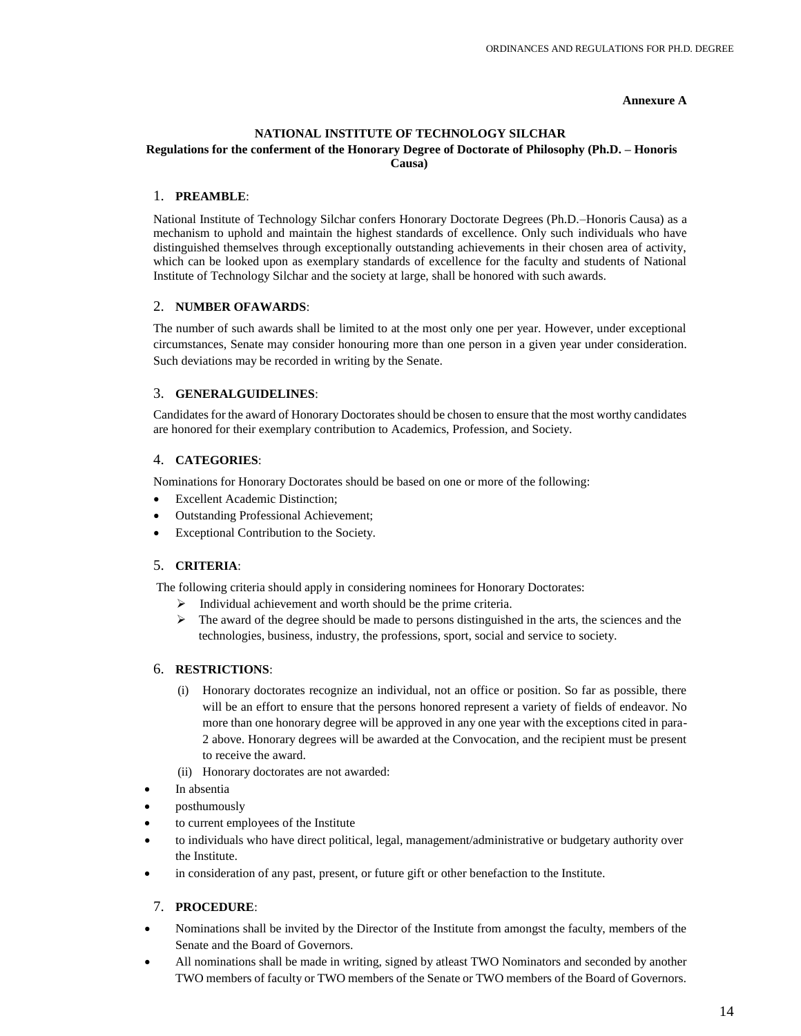**Annexure A**

**NATIONAL INSTITUTE OF TECHNOLOGY SILCHAR**

**Regulations for the conferment of the Honorary Degree of Doctorate of Philosophy (Ph.D. – Honoris Causa)**

1. **PREAMBLE**:

National Institute of Technology Silchar confers Honorary Doctorate Degrees (Ph.D.–Honoris Causa) as a mechanism to uphold and maintain the highest standards of excellence. Only such individuals who have distinguished themselves through exceptionally outstanding achievements in their chosen area of activity, which can be looked upon as exemplary standards of excellence for the faculty and students of National Institute of Technology Silchar and the society at large, shall be honored with such awards.

2. **NUMBER OFAWARDS**:

The number of such awards shall be limited to at the most only one per year. However, under exceptional circumstances, Senate may consider honouring more than one person in a given year under consideration. Such deviations may be recorded in writing by the Senate.

3. **GENERALGUIDELINES**:

Candidates for the award of Honorary Doctorates should be chosen to ensure that the most worthy candidates are honored for their exemplary contribution to Academics, Profession, and Society.

4. **CATEGORIES**:

Nominations for Honorary Doctorates should be based on one or more of the following:

- Excellent Academic Distinction;
- Outstanding Professional Achievement;
- Exceptional Contribution to the Society.

5. **CRITERIA**:

The following criteria should apply in considering nominees for Honorary Doctorates:

- Individual achievement and worth should be the prime criteria.
- The award of the degree should be made to persons distinguished in the arts, the sciences and the technologies, business, industry, the professions, sport, social and service to society.

6. **RESTRICTIONS**:

(i) Honorary doctorates recognize an individual, not an office or position. So far as possible, there will be an effort to ensure that the persons honored represent a variety of fields of endeavor. No more than one honorary degree will be approved in any one year with the exceptions cited in para-2 above. Honorary degrees will be awarded at the Convocation, and the recipient must be present to receive the award.

(ii) Honorary doctorates are not awarded:

- In absentia
- posthumously
- to current employees of the Institute
- to individuals who have direct political, legal, management/administrative or budgetary authority over the Institute.
- in consideration of any past, present, or future gift or other benefaction to the Institute.

7. **PROCEDURE**:

- Nominations shall be invited by the Director of the Institute from amongst the faculty, members of the Senate and the Board of Governors.
- All nominations shall be made in writing, signed by atleast TWO Nominators and seconded by another TWO members of faculty or TWO members of the Senate or TWO members of the Board of Governors.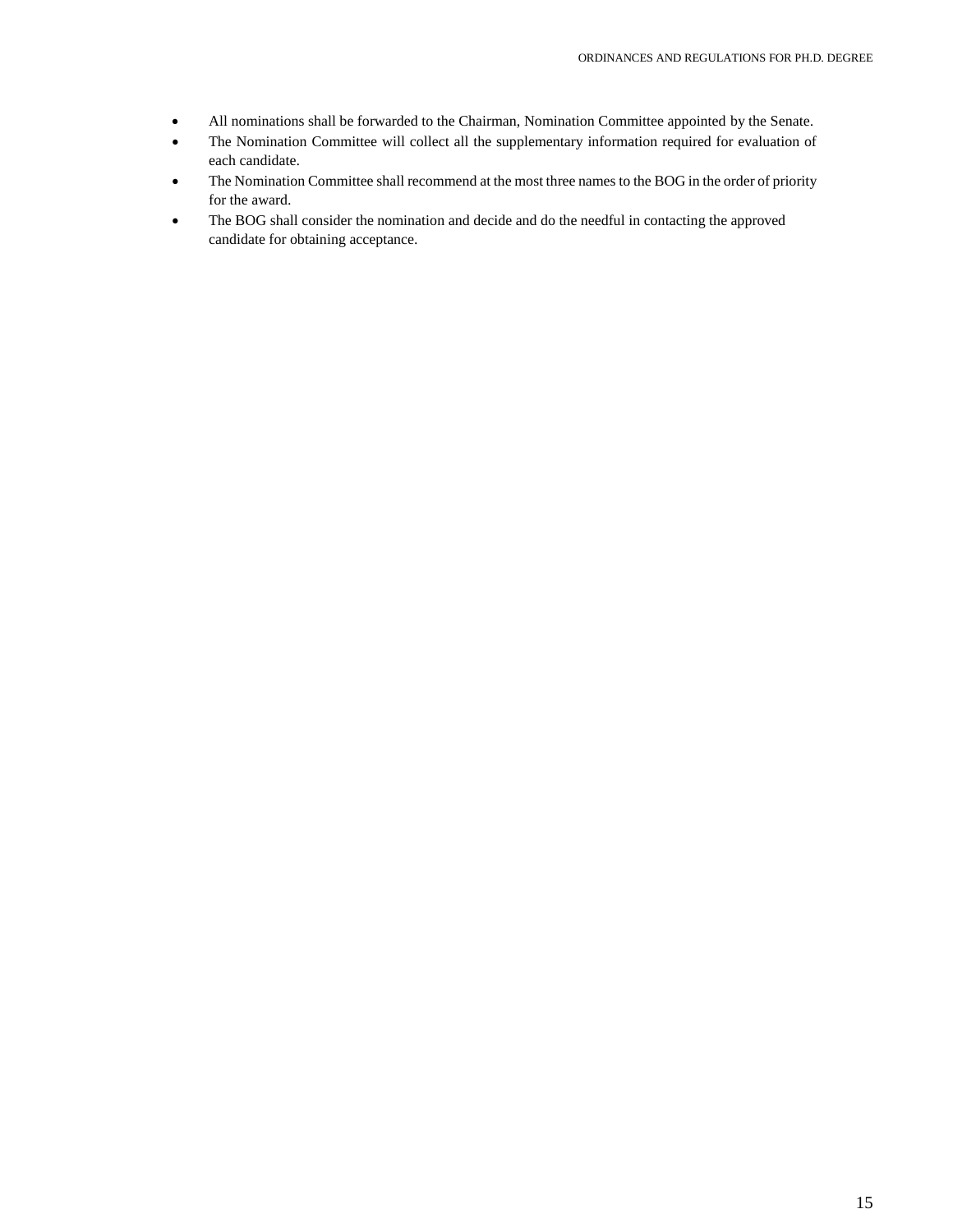- All nominations shall be forwarded to the Chairman, Nomination Committee appointed by the Senate.
- The Nomination Committee will collect all the supplementary information required for evaluation of each candidate.
- The Nomination Committee shall recommend at the most three names to the BOG in the order of priority for the award.
- The BOG shall consider the nomination and decide and do the needful in contacting the approved candidate for obtaining acceptance.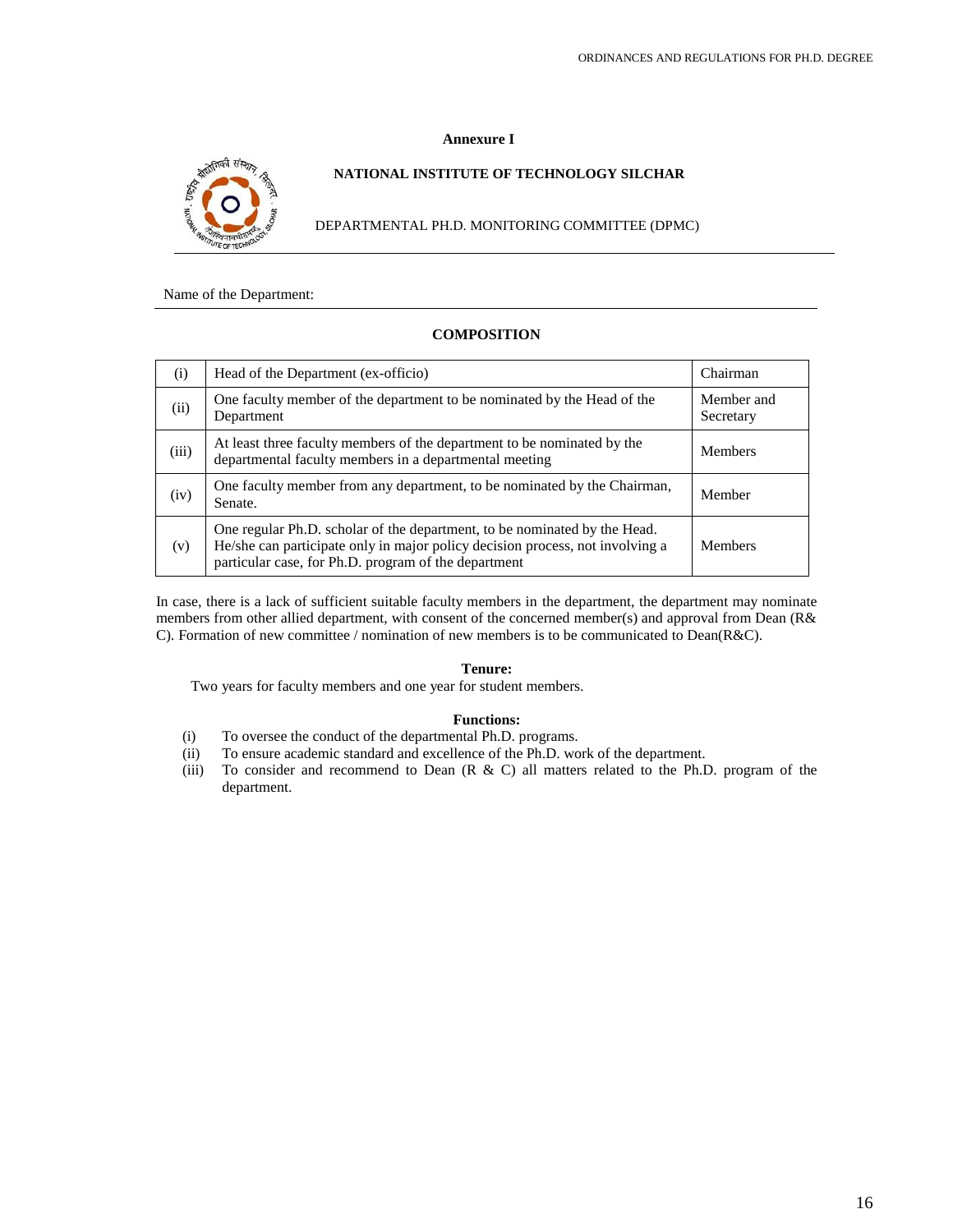**Annexure I**

**NATIONAL INSTITUTE OF TECHNOLOGY SILCHAR**

DEPARTMENTAL PH.D. MONITORING COMMITTEE (DPMC)

Name of the Department:

**COMPOSITION**

| | | |
|---|---|---|
| (i) | Head of the Department (ex-officio) | Chairman |
| (ii) | One faculty member of the department to be nominated by the Head of the Department | Member and Secretary |
| (iii) | At least three faculty members of the department to be nominated by the departmental faculty members in a departmental meeting | Members |
| (iv) | One faculty member from any department, to be nominated by the Chairman, Senate. | Member |
| (v) | One regular Ph.D. scholar of the department, to be nominated by the Head. He/she can participate only in major policy decision process, not involving a particular case, for Ph.D. program of the department | Members |

In case, there is a lack of sufficient suitable faculty members in the department, the department may nominate members from other allied department, with consent of the concerned member(s) and approval from Dean (R& C). Formation of new committee / nomination of new members is to be communicated to Dean(R&C).

**Tenure:**

Two years for faculty members and one year for student members.

**Functions:**

(i) To oversee the conduct of the departmental Ph.D. programs.
(ii) To ensure academic standard and excellence of the Ph.D. work of the department.
(iii) To consider and recommend to Dean (R & C) all matters related to the Ph.D. program of the department.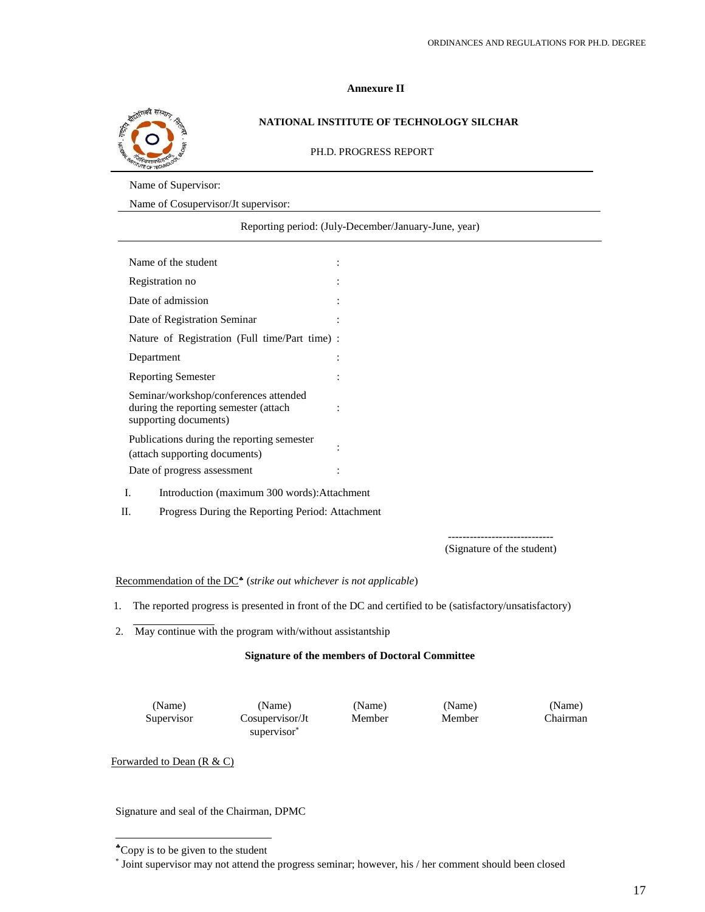**Annexure II**

**NATIONAL INSTITUTE OF TECHNOLOGY SILCHAR**

PH.D. PROGRESS REPORT

Name of Supervisor:

Name of Cosupervisor/Jt supervisor:

Reporting period: (July-December/January-June, year)

| | |
|---|---|
| Name of the student | : |
| Registration no | : |
| Date of admission | : |
| Date of Registration Seminar | : |
| Nature of Registration (Full time/Part time) | : |
| Department | : |
| Reporting Semester | : |
| Seminar/workshop/conferences attended during the reporting semester (attach supporting documents) | : |
| Publications during the reporting semester (attach supporting documents) | : |
| Date of progress assessment | : |

I. Introduction (maximum 300 words):Attachment

II. Progress During the Reporting Period: Attachment

-----------------------------
(Signature of the student)

Recommendation of the DC[♣] (*strike out whichever is not applicable*)

1. The reported progress is presented in front of the DC and certified to be (satisfactory/unsatisfactory)
2. May continue with the program with/without assistantship

**Signature of the members of Doctoral Committee**

| (Name) Supervisor | (Name) Cosupervisor/Jt supervisor[*] | (Name) Member | (Name) Member | (Name) Chairman |
|---|---|---|---|---|

Forwarded to Dean (R & C)

Signature and seal of the Chairman, DPMC

---

[♣]Copy is to be given to the student

[*] Joint supervisor may not attend the progress seminar; however, his / her comment should been closed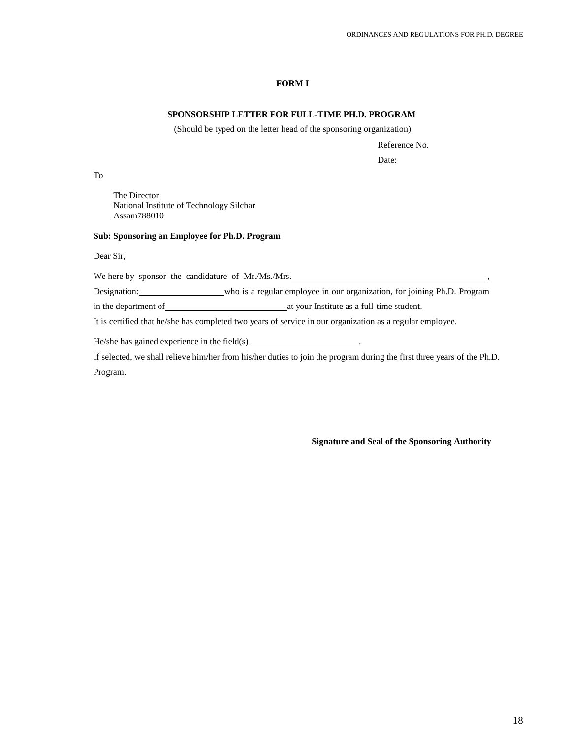**FORM I**

**SPONSORSHIP LETTER FOR FULL-TIME PH.D. PROGRAM**

(Should be typed on the letter head of the sponsoring organization)

Reference No.

Date:

To

The Director
National Institute of Technology Silchar
Assam788010

**Sub: Sponsoring an Employee for Ph.D. Program**

Dear Sir,

We here by sponsor the candidature of Mr./Ms./Mrs.\_\_\_\_\_\_\_\_\_\_\_\_\_\_\_\_\_\_\_\_\_\_\_\_\_\_\_\_\_\_\_\_\_\_\_\_\_\_\_\_\_\_\_\_,
Designation:\_\_\_\_\_\_\_\_\_\_\_\_\_\_\_\_\_\_\_\_who is a regular employee in our organization, for joining Ph.D. Program in the department of\_\_\_\_\_\_\_\_\_\_\_\_\_\_\_\_\_\_\_\_\_\_\_\_\_\_\_\_at your Institute as a full-time student.
It is certified that he/she has completed two years of service in our organization as a regular employee.

He/she has gained experience in the field(s)\_\_\_\_\_\_\_\_\_\_\_\_\_\_\_\_\_\_\_\_\_\_\_\_\_\_.
If selected, we shall relieve him/her from his/her duties to join the program during the first three years of the Ph.D. Program.

**Signature and Seal of the Sponsoring Authority**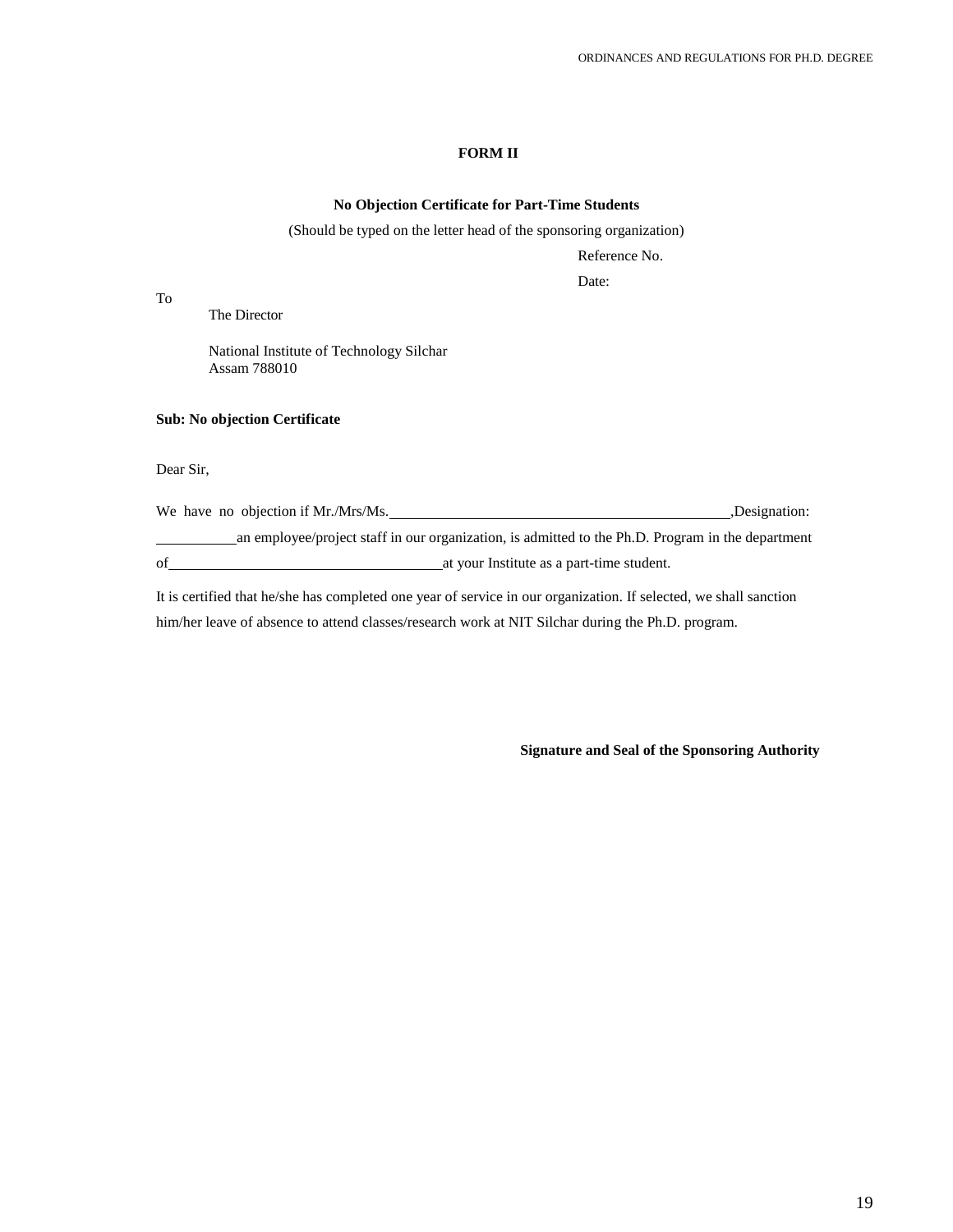**FORM II**

**No Objection Certificate for Part-Time Students**

(Should be typed on the letter head of the sponsoring organization)

Reference No.

Date:

To

The Director

National Institute of Technology Silchar
Assam 788010

**Sub: No objection Certificate**

Dear Sir,

We have no objection if Mr./Mrs/Ms.\_\_\_\_\_\_\_\_\_\_\_\_\_\_\_\_\_\_\_\_\_\_\_\_\_\_\_\_\_\_\_\_\_\_\_\_\_\_\_\_\_\_\_\_,Designation: \_\_\_\_\_\_\_\_\_\_an employee/project staff in our organization, is admitted to the Ph.D. Program in the department of\_\_\_\_\_\_\_\_\_\_\_\_\_\_\_\_\_\_\_\_\_\_\_\_\_\_\_\_\_\_\_\_\_\_\_at your Institute as a part-time student.

It is certified that he/she has completed one year of service in our organization. If selected, we shall sanction him/her leave of absence to attend classes/research work at NIT Silchar during the Ph.D. program.

**Signature and Seal of the Sponsoring Authority**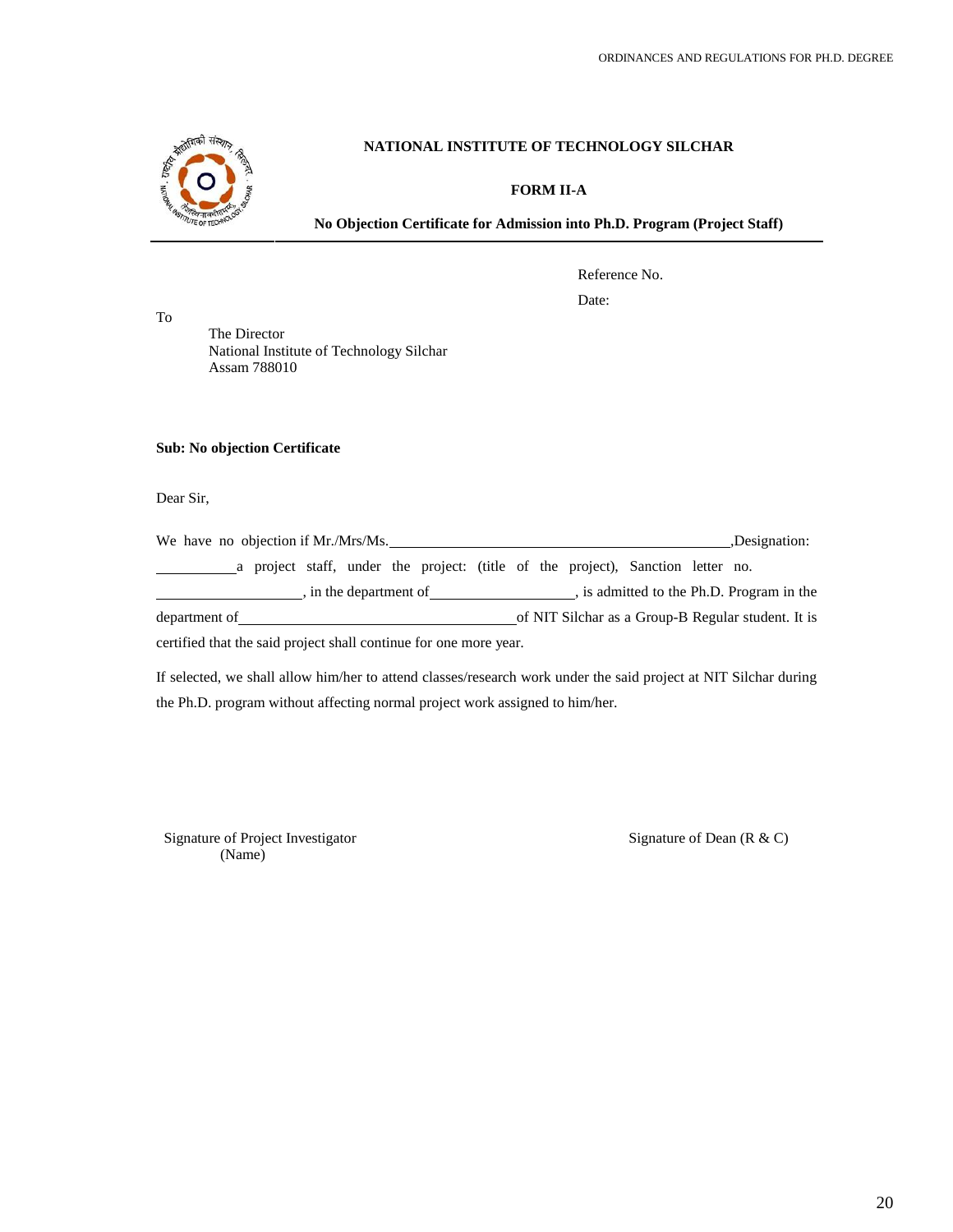**NATIONAL INSTITUTE OF TECHNOLOGY SILCHAR**

**FORM II-A**

**No Objection Certificate for Admission into Ph.D. Program (Project Staff)**

Reference No.

Date:

To

The Director
National Institute of Technology Silchar
Assam 788010

**Sub: No objection Certificate**

Dear Sir,

We have no objection if Mr./Mrs/Ms.________________________________________,Designation: __________a project staff, under the project: (title of the project), Sanction letter no. __________________, in the department of__________________, is admitted to the Ph.D. Program in the department of________________________________of NIT Silchar as a Group-B Regular student. It is certified that the said project shall continue for one more year.

If selected, we shall allow him/her to attend classes/research work under the said project at NIT Silchar during the Ph.D. program without affecting normal project work assigned to him/her.

Signature of Project Investigator
(Name)

Signature of Dean (R & C)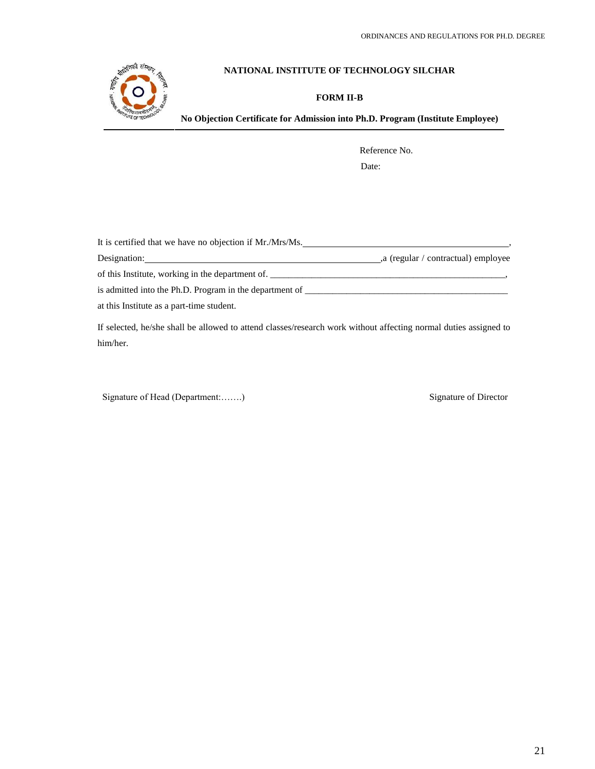# NATIONAL INSTITUTE OF TECHNOLOGY SILCHAR

## FORM II-B

**No Objection Certificate for Admission into Ph.D. Program (Institute Employee)**

Reference No.

Date:

It is certified that we have no objection if Mr./Mrs/Ms.______________________________________________,
Designation:_____________________________________________,a (regular / contractual) employee of this Institute, working in the department of. ____________________________________________________,
is admitted into the Ph.D. Program in the department of ______________________________________________
at this Institute as a part-time student.

If selected, he/she shall be allowed to attend classes/research work without affecting normal duties assigned to him/her.

Signature of Head (Department:…….)

Signature of Director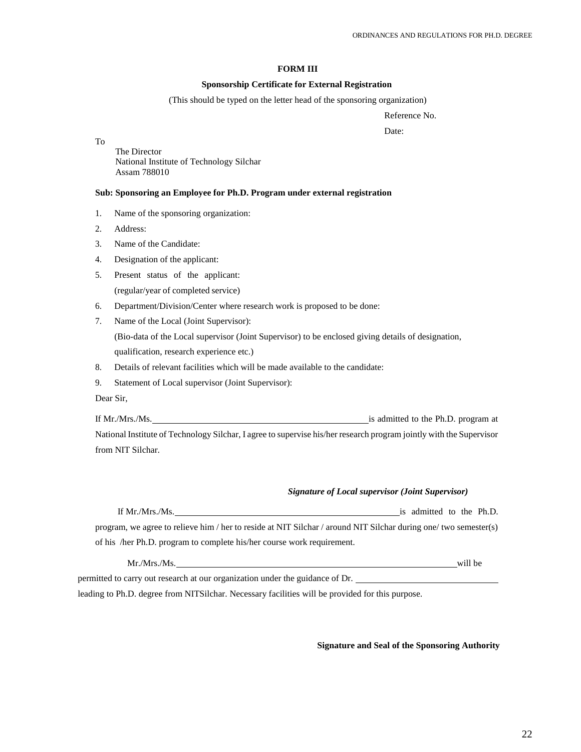**FORM III**

**Sponsorship Certificate for External Registration**

(This should be typed on the letter head of the sponsoring organization)

Reference No.

Date:

To

The Director
National Institute of Technology Silchar
Assam 788010

**Sub: Sponsoring an Employee for Ph.D. Program under external registration**

1. Name of the sponsoring organization:
2. Address:
3. Name of the Candidate:
4. Designation of the applicant:
5. Present status of the applicant:
   (regular/year of completed service)
6. Department/Division/Center where research work is proposed to be done:
7. Name of the Local (Joint Supervisor):
   (Bio-data of the Local supervisor (Joint Supervisor) to be enclosed giving details of designation, qualification, research experience etc.)
8. Details of relevant facilities which will be made available to the candidate:
9. Statement of Local supervisor (Joint Supervisor):

Dear Sir,

If Mr./Mrs./Ms.\_\_\_\_\_\_\_\_\_\_\_\_\_\_\_\_\_\_\_\_\_\_\_\_\_\_\_\_\_\_\_\_\_\_\_\_ is admitted to the Ph.D. program at National Institute of Technology Silchar, I agree to supervise his/her research program jointly with the Supervisor from NIT Silchar.

***Signature of Local supervisor (Joint Supervisor)***

If Mr./Mrs./Ms.\_\_\_\_\_\_\_\_\_\_\_\_\_\_\_\_\_\_\_\_\_\_\_\_\_\_\_\_\_\_\_\_\_\_\_\_ is admitted to the Ph.D. program, we agree to relieve him / her to reside at NIT Silchar / around NIT Silchar during one/ two semester(s) of his /her Ph.D. program to complete his/her course work requirement.

Mr./Mrs./Ms.\_\_\_\_\_\_\_\_\_\_\_\_\_\_\_\_\_\_\_\_\_\_\_\_\_\_\_\_\_\_\_\_\_\_\_\_\_\_\_\_\_\_\_\_ will be permitted to carry out research at our organization under the guidance of Dr. \_\_\_\_\_\_\_\_\_\_\_\_\_\_\_\_\_\_\_\_\_\_\_\_ leading to Ph.D. degree from NITSilchar. Necessary facilities will be provided for this purpose.

**Signature and Seal of the Sponsoring Authority**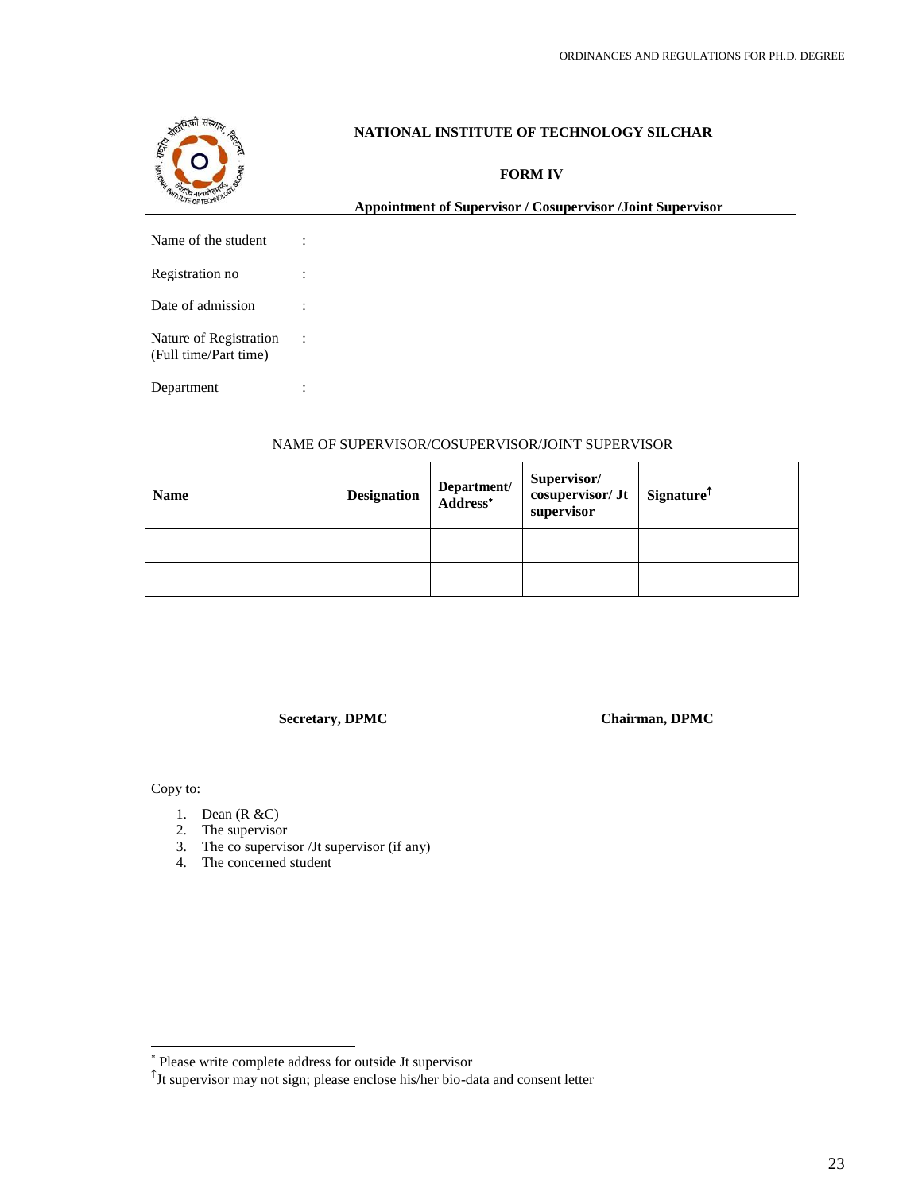# NATIONAL INSTITUTE OF TECHNOLOGY SILCHAR

## FORM IV

**Appointment of Supervisor / Cosupervisor /Joint Supervisor**

Name of the student :

Registration no :

Date of admission :

Nature of Registration (Full time/Part time) :

Department :

NAME OF SUPERVISOR/COSUPERVISOR/JOINT SUPERVISOR

| **Name** | **Designation** | **Department/ Address*** | **Supervisor/ cosupervisor/ Jt supervisor** | **Signature**[†] |
|---|---|---|---|---|
| | | | | |
| | | | | |

**Secretary, DPMC** **Chairman, DPMC**

Copy to:

1. Dean (R &C)
2. The supervisor
3. The co supervisor /Jt supervisor (if any)
4. The concerned student

---

* Please write complete address for outside Jt supervisor

[†] Jt supervisor may not sign; please enclose his/her bio-data and consent letter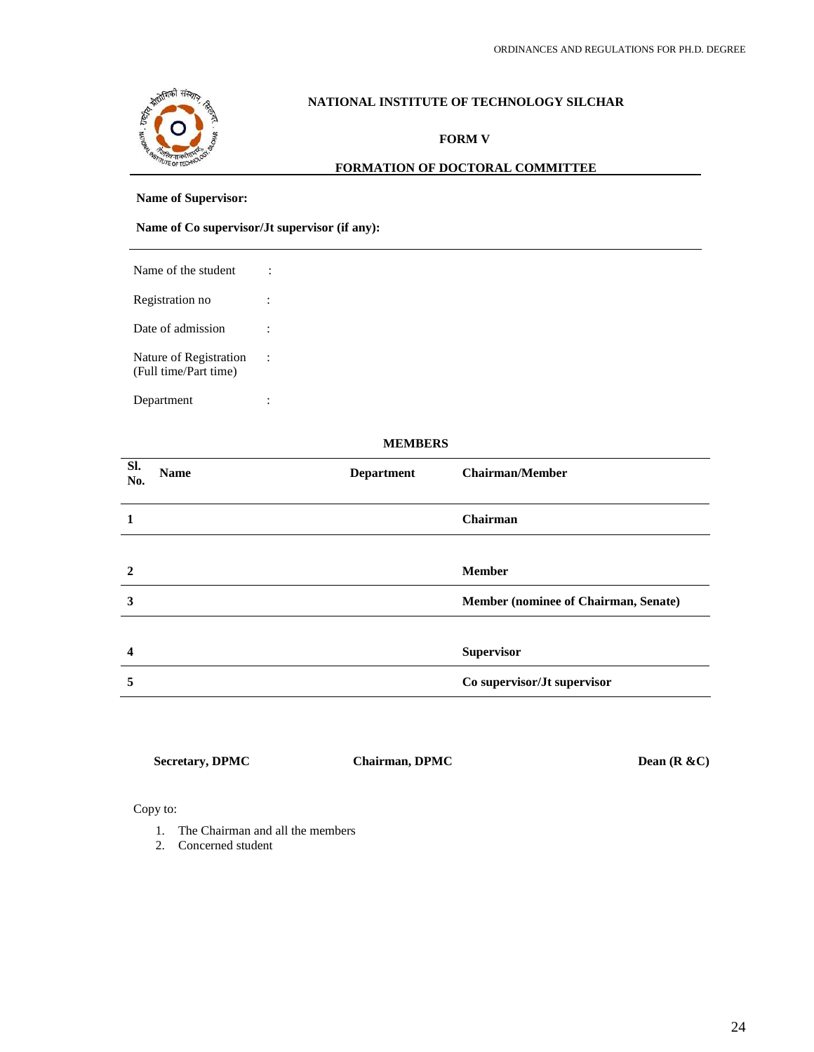**NATIONAL INSTITUTE OF TECHNOLOGY SILCHAR**

**FORM V**

**FORMATION OF DOCTORAL COMMITTEE**

**Name of Supervisor:**

**Name of Co supervisor/Jt supervisor (if any):**

---

Name of the student :

Registration no :

Date of admission :

Nature of Registration (Full time/Part time) :

Department :

**MEMBERS**

| Sl. No. | Name | Department | Chairman/Member |
|---|---|---|---|
| 1 | | | Chairman |
| 2 | | | Member |
| 3 | | | Member (nominee of Chairman, Senate) |
| 4 | | | Supervisor |
| 5 | | | Co supervisor/Jt supervisor |

**Secretary, DPMC** **Chairman, DPMC** **Dean (R &C)**

Copy to:

1. The Chairman and all the members
2. Concerned student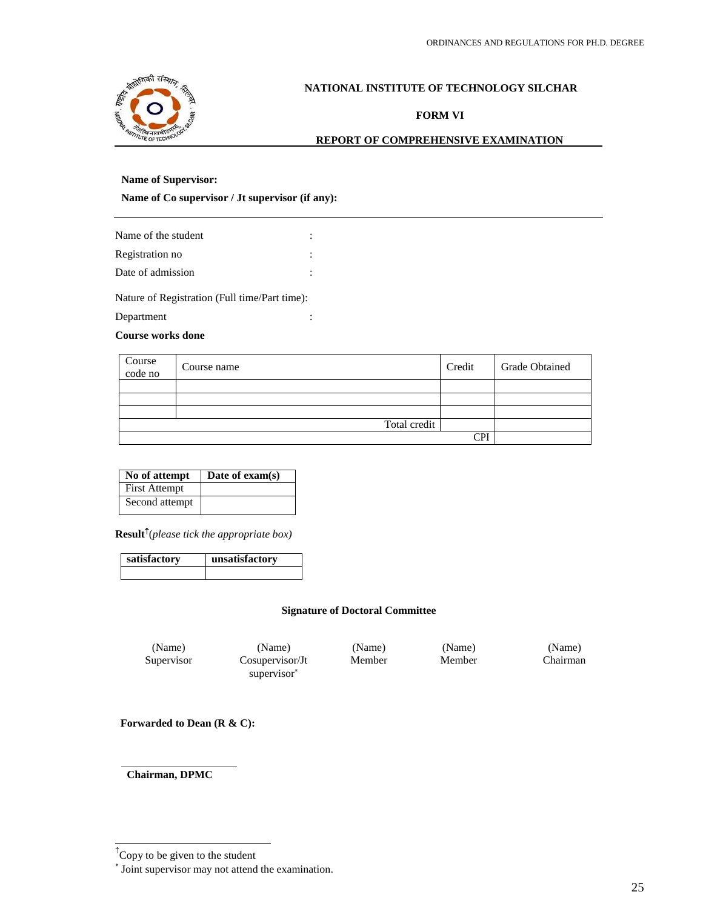**NATIONAL INSTITUTE OF TECHNOLOGY SILCHAR**

**FORM VI**

**REPORT OF COMPREHENSIVE EXAMINATION**

**Name of Supervisor:**

**Name of Co supervisor / Jt supervisor (if any):**

---

Name of the student :

Registration no :

Date of admission :

Nature of Registration (Full time/Part time):

Department :

**Course works done**

| Course code no | Course name | Credit | Grade Obtained |
|---|---|---|---|
| | | | |
| | | | |
| | | | |
| | Total credit | | |
| | | CPI | |

| **No of attempt** | **Date of exam(s)** |
|---|---|
| First Attempt | |
| Second attempt | |

**Result**[↑]*(please tick the appropriate box)*

| **satisfactory** | **unsatisfactory** |
|---|---|
| | |

**Signature of Doctoral Committee**

| (Name) Supervisor | (Name) Cosupervisor/Jt supervisor* | (Name) Member | (Name) Member | (Name) Chairman |
|---|---|---|---|---|

**Forwarded to Dean (R & C):**

\_\_\_\_\_\_\_\_\_\_\_\_\_\_\_\_\_\_\_\_\_\_

**Chairman, DPMC**

---

[↑] Copy to be given to the student

[*] Joint supervisor may not attend the examination.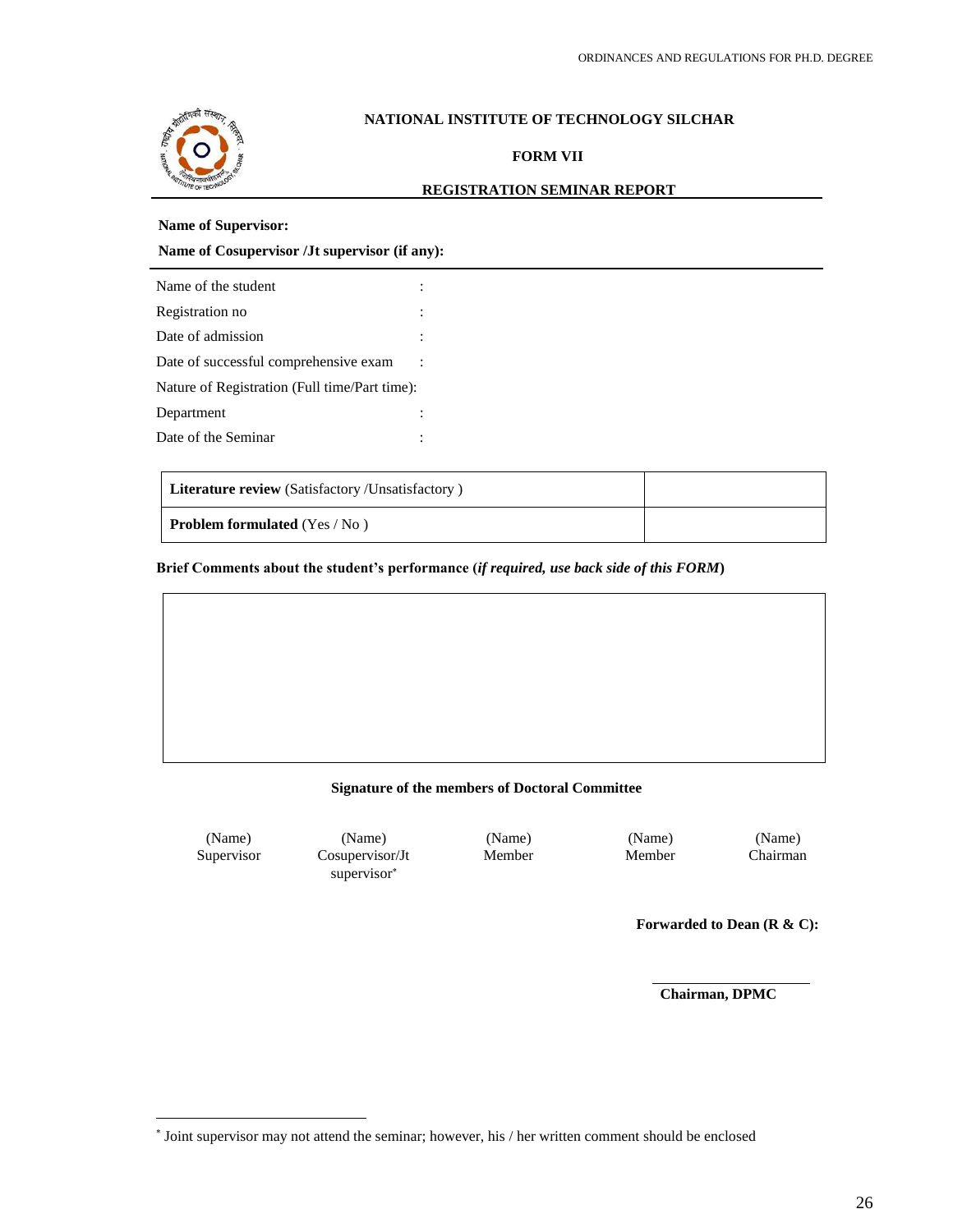## NATIONAL INSTITUTE OF TECHNOLOGY SILCHAR

### FORM VII

### REGISTRATION SEMINAR REPORT

**Name of Supervisor:**

**Name of Cosupervisor /Jt supervisor (if any):**

Name of the student :

Registration no :

Date of admission :

Date of successful comprehensive exam :

Nature of Registration (Full time/Part time):

Department :

Date of the Seminar :

| | |
|---|---|
| **Literature review** (Satisfactory /Unsatisfactory ) | |
| **Problem formulated** (Yes / No ) | |

**Brief Comments about the student's performance (*if required, use back side of this FORM*)**

| |
|---|
| |

**Signature of the members of Doctoral Committee**

| (Name) | (Name) | (Name) | (Name) | (Name) |
|---|---|---|---|---|
| Supervisor | Cosupervisor/Jt supervisor* | Member | Member | Chairman |

**Forwarded to Dean (R & C):**

\_\_\_\_\_\_\_\_\_\_\_\_\_\_\_\_\_\_\_\_

**Chairman, DPMC**

* Joint supervisor may not attend the seminar; however, his / her written comment should be enclosed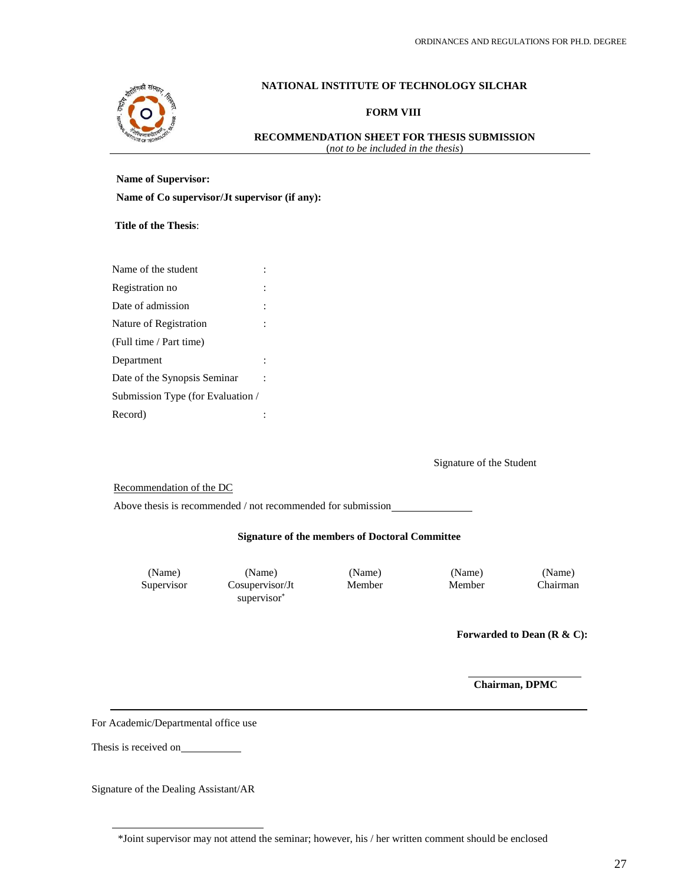**NATIONAL INSTITUTE OF TECHNOLOGY SILCHAR**

**FORM VIII**

**RECOMMENDATION SHEET FOR THESIS SUBMISSION**
(*not to be included in the thesis*)

---

**Name of Supervisor:**

**Name of Co supervisor/Jt supervisor (if any):**

**Title of the Thesis**:

Name of the student :

Registration no :

Date of admission :

Nature of Registration :
(Full time / Part time)

Department :

Date of the Synopsis Seminar :

Submission Type (for Evaluation / Record) :

Signature of the Student

Recommendation of the DC

Above thesis is recommended / not recommended for submission\_\_\_\_\_\_\_\_\_\_\_\_\_\_\_

**Signature of the members of Doctoral Committee**

| (Name) Supervisor | (Name) Cosupervisor/Jt supervisor* | (Name) Member | (Name) Member | (Name) Chairman |
|---|---|---|---|---|

**Forwarded to Dean (R & C):**

\_\_\_\_\_\_\_\_\_\_\_\_\_\_\_\_\_\_\_\_

**Chairman, DPMC**

---

For Academic/Departmental office use

Thesis is received on\_\_\_\_\_\_\_\_\_\_\_\_

Signature of the Dealing Assistant/AR

*Joint supervisor may not attend the seminar; however, his / her written comment should be enclosed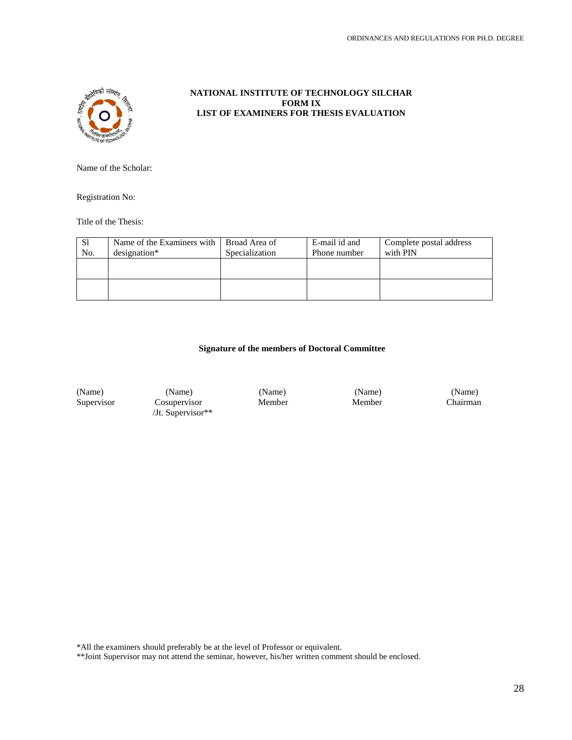# NATIONAL INSTITUTE OF TECHNOLOGY SILCHAR
## FORM IX
## LIST OF EXAMINERS FOR THESIS EVALUATION

Name of the Scholar:

Registration No:

Title of the Thesis:

| Sl No. | Name of the Examiners with designation* | Broad Area of Specialization | E-mail id and Phone number | Complete postal address with PIN |
|---|---|---|---|---|
| | | | | |
| | | | | |

**Signature of the members of Doctoral Committee**

| (Name) | (Name) | (Name) | (Name) | (Name) |
|---|---|---|---|---|
| Supervisor | Cosupervisor /Jt. Supervisor** | Member | Member | Chairman |

*All the examiners should preferably be at the level of Professor or equivalent.

**Joint Supervisor may not attend the seminar, however, his/her written comment should be enclosed.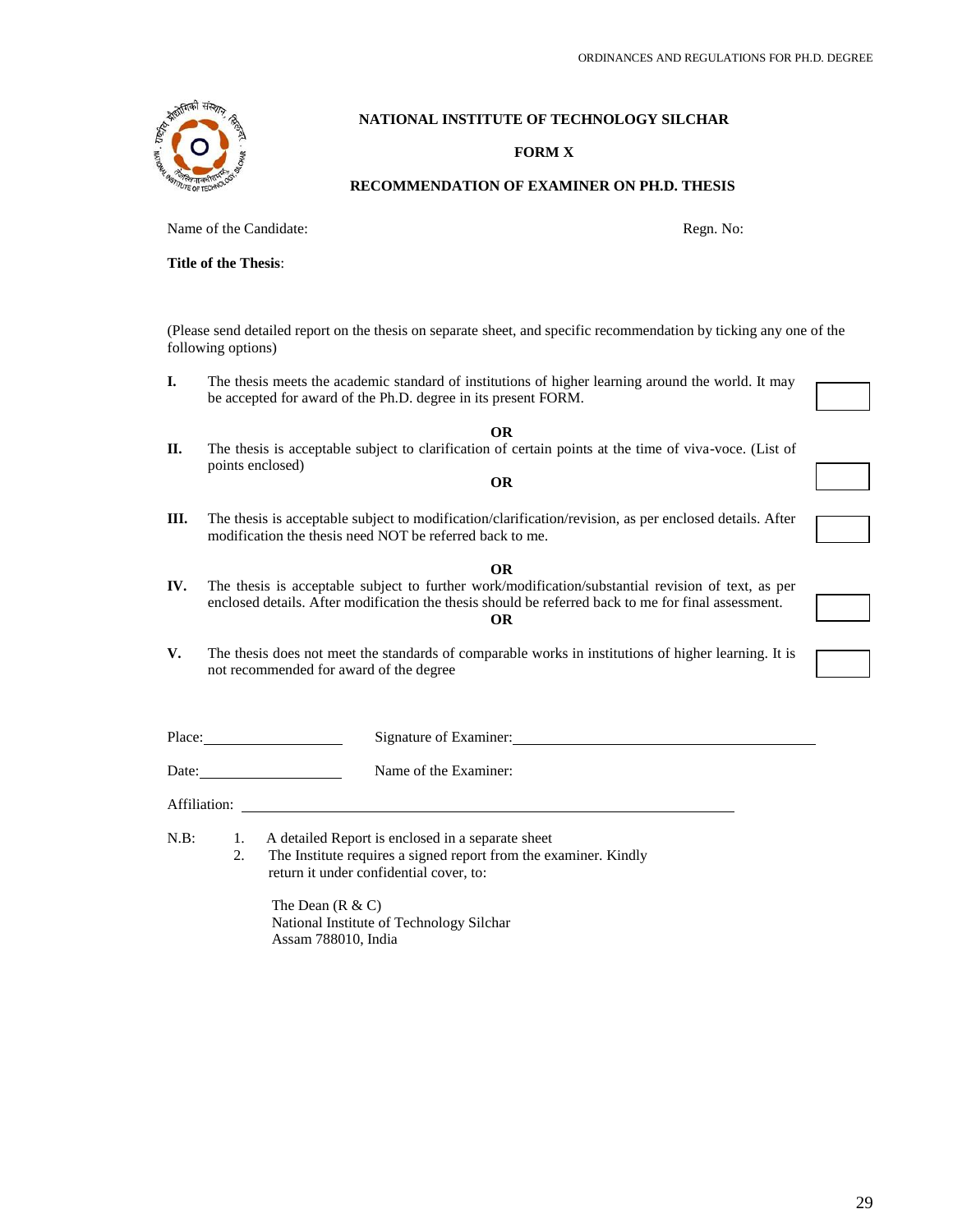## NATIONAL INSTITUTE OF TECHNOLOGY SILCHAR

## FORM X

## RECOMMENDATION OF EXAMINER ON PH.D. THESIS

Name of the Candidate: Regn. No:

**Title of the Thesis**:

(Please send detailed report on the thesis on separate sheet, and specific recommendation by ticking any one of the following options)

**I.** The thesis meets the academic standard of institutions of higher learning around the world. It may be accepted for award of the Ph.D. degree in its present FORM. ☐

**OR**

**II.** The thesis is acceptable subject to clarification of certain points at the time of viva-voce. (List of points enclosed) ☐

**OR**

**III.** The thesis is acceptable subject to modification/clarification/revision, as per enclosed details. After modification the thesis need NOT be referred back to me. ☐

**OR**

**IV.** The thesis is acceptable subject to further work/modification/substantial revision of text, as per enclosed details. After modification the thesis should be referred back to me for final assessment. ☐

**OR**

**V.** The thesis does not meet the standards of comparable works in institutions of higher learning. It is not recommended for award of the degree ☐

Place:\_\_\_\_\_\_\_\_\_\_\_\_\_\_\_\_ Signature of Examiner:\_\_\_\_\_\_\_\_\_\_\_\_\_\_\_\_\_\_\_\_\_\_\_\_\_\_\_\_\_\_

Date:\_\_\_\_\_\_\_\_\_\_\_\_\_\_\_\_ Name of the Examiner:

Affiliation: \_\_\_\_\_\_\_\_\_\_\_\_\_\_\_\_\_\_\_\_\_\_\_\_\_\_\_\_\_\_\_\_\_\_\_\_\_\_\_\_\_\_\_\_\_\_

N.B:

1. A detailed Report is enclosed in a separate sheet
2. The Institute requires a signed report from the examiner. Kindly return it under confidential cover, to:

   The Dean (R & C)
   National Institute of Technology Silchar
   Assam 788010, India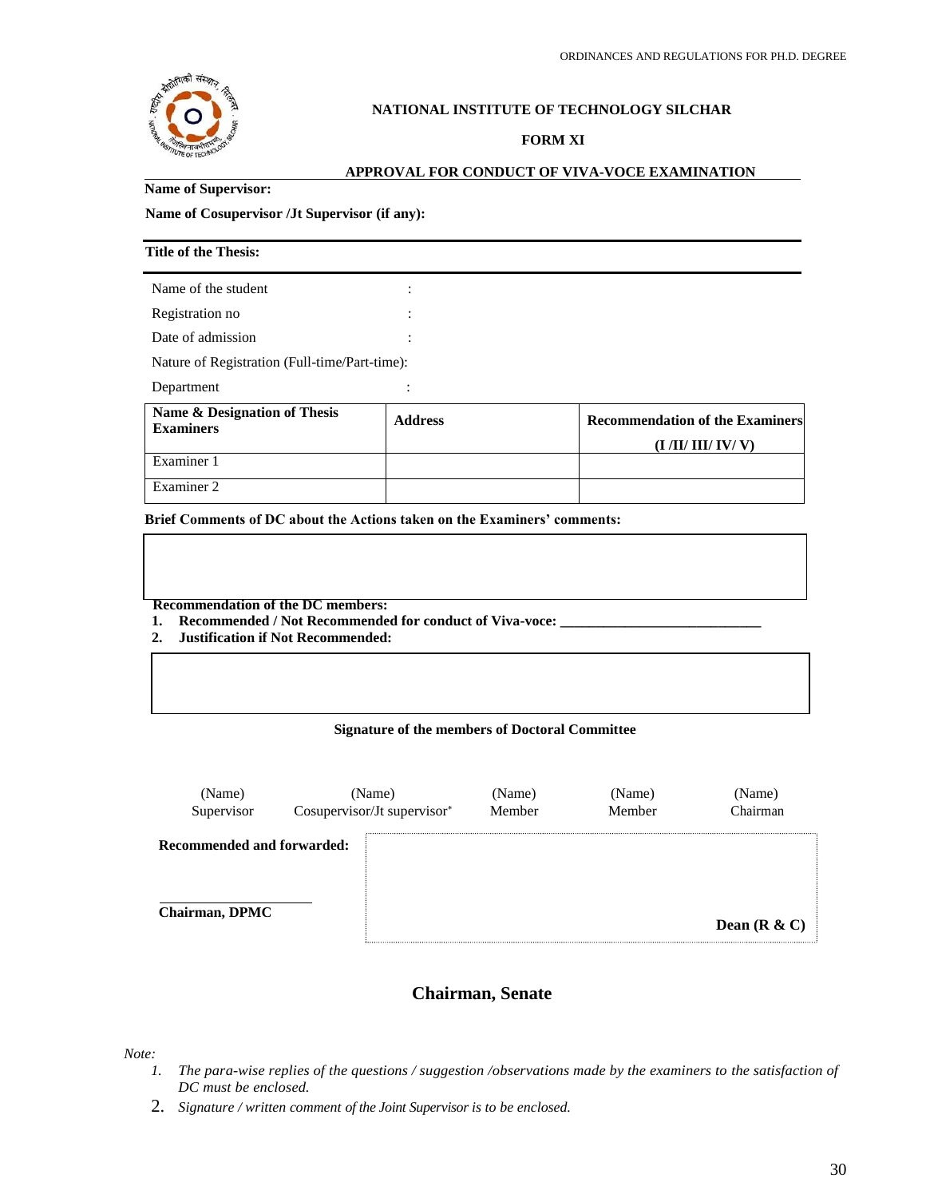**NATIONAL INSTITUTE OF TECHNOLOGY SILCHAR**

**FORM XI**

**APPROVAL FOR CONDUCT OF VIVA-VOCE EXAMINATION**

**Name of Supervisor:**

**Name of Cosupervisor /Jt Supervisor (if any):**

**Title of the Thesis:**

Name of the student :

Registration no :

Date of admission :

Nature of Registration (Full-time/Part-time):

Department :

| **Name & Designation of Thesis Examiners** | **Address** | **Recommendation of the Examiners (I /II/ III/ IV/ V)** |
|---|---|---|
| Examiner 1 | | |
| Examiner 2 | | |

**Brief Comments of DC about the Actions taken on the Examiners' comments:**

**Recommendation of the DC members:**

1. **Recommended / Not Recommended for conduct of Viva-voce: ____________________________**
2. **Justification if Not Recommended:**

**Signature of the members of Doctoral Committee**

| (Name) | (Name) | (Name) | (Name) | (Name) |
|---|---|---|---|---|
| Supervisor | Cosupervisor/Jt supervisor* | Member | Member | Chairman |

**Recommended and forwarded:**

**Chairman, DPMC**

**Dean (R & C)**

**Chairman, Senate**

*Note:*

1. *The para-wise replies of the questions / suggestion /observations made by the examiners to the satisfaction of DC must be enclosed.*
2. *Signature / written comment of the Joint Supervisor is to be enclosed.*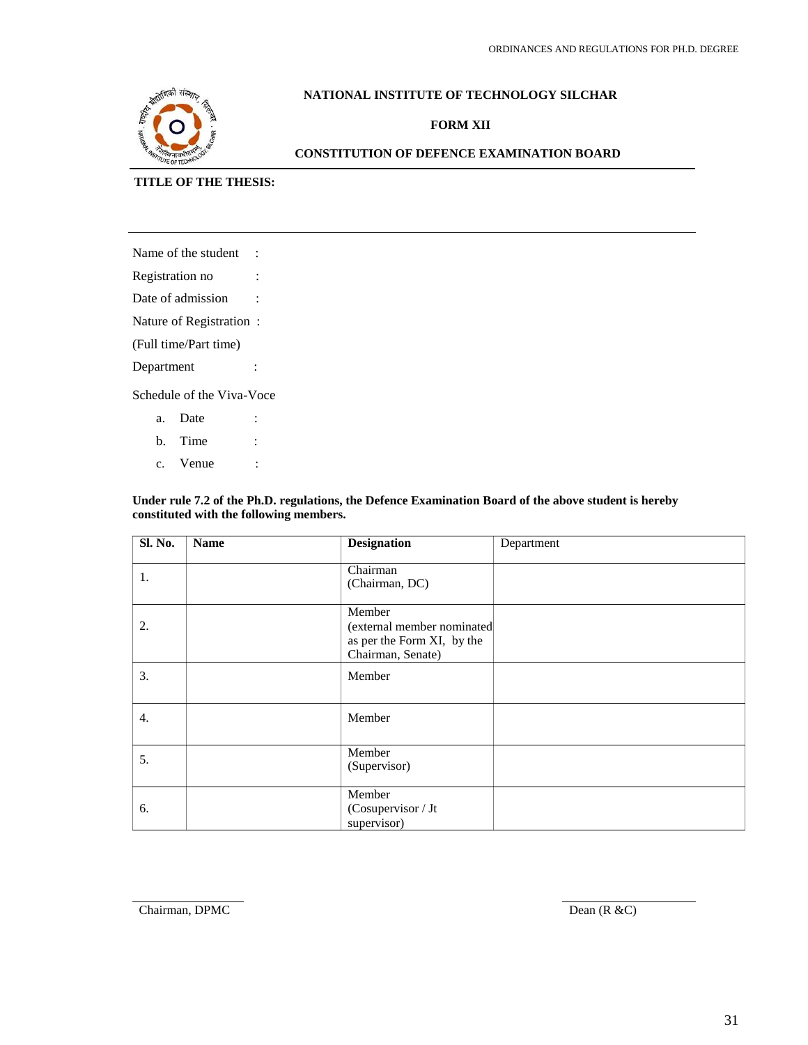**NATIONAL INSTITUTE OF TECHNOLOGY SILCHAR**

**FORM XII**

**CONSTITUTION OF DEFENCE EXAMINATION BOARD**

---

**TITLE OF THE THESIS:**

---

Name of the student :

Registration no :

Date of admission :

Nature of Registration :
(Full time/Part time)

Department :

Schedule of the Viva-Voce

a. Date :
b. Time :
c. Venue :

**Under rule 7.2 of the Ph.D. regulations, the Defence Examination Board of the above student is hereby constituted with the following members.**

| **Sl. No.** | **Name** | **Designation** | Department |
|---|---|---|---|
| 1. | | Chairman (Chairman, DC) | |
| 2. | | Member (external member nominated as per the Form XI, by the Chairman, Senate) | |
| 3. | | Member | |
| 4. | | Member | |
| 5. | | Member (Supervisor) | |
| 6. | | Member (Cosupervisor / Jt supervisor) | |

Chairman, DPMC

Dean (R &C)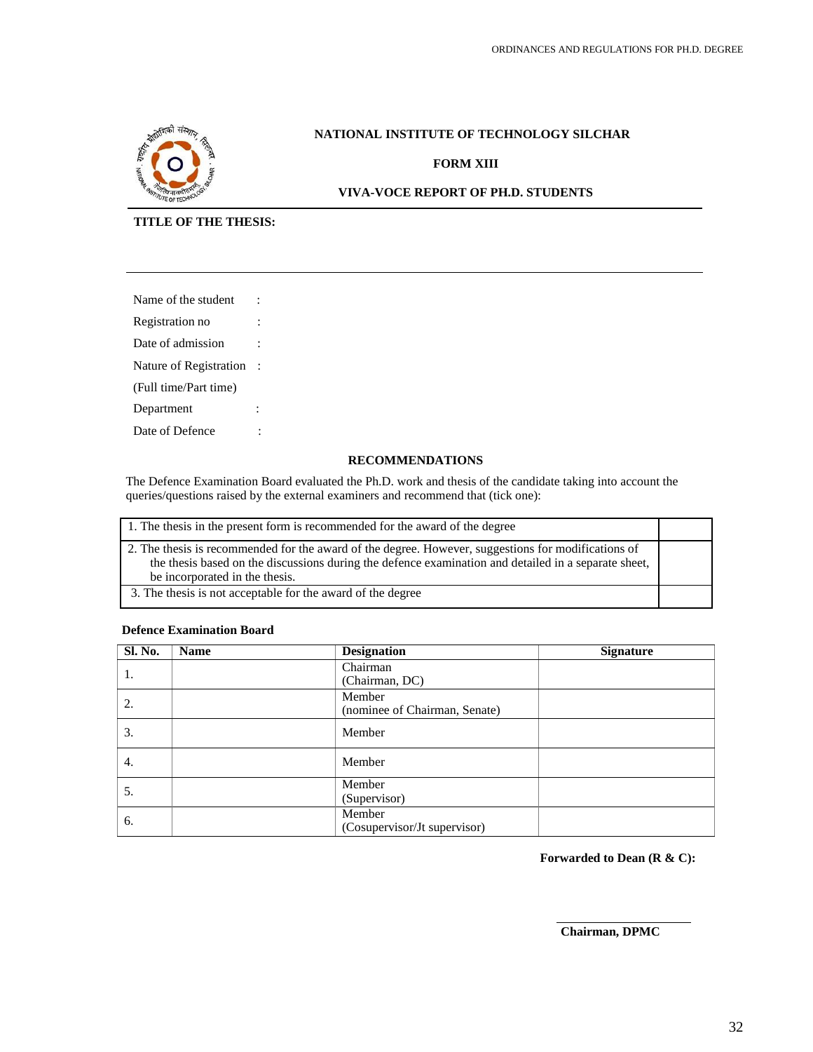# NATIONAL INSTITUTE OF TECHNOLOGY SILCHAR

## FORM XIII

## VIVA-VOCE REPORT OF PH.D. STUDENTS

**TITLE OF THE THESIS:**

---

Name of the student :

Registration no :

Date of admission :

Nature of Registration :
(Full time/Part time)

Department :

Date of Defence :

### RECOMMENDATIONS

The Defence Examination Board evaluated the Ph.D. work and thesis of the candidate taking into account the queries/questions raised by the external examiners and recommend that (tick one):

| | |
|---|---|
| 1. The thesis in the present form is recommended for the award of the degree | |
| 2. The thesis is recommended for the award of the degree. However, suggestions for modifications of the thesis based on the discussions during the defence examination and detailed in a separate sheet, be incorporated in the thesis. | |
| 3. The thesis is not acceptable for the award of the degree | |

**Defence Examination Board**

| Sl. No. | Name | Designation | Signature |
|---|---|---|---|
| 1. | | Chairman<br>(Chairman, DC) | |
| 2. | | Member<br>(nominee of Chairman, Senate) | |
| 3. | | Member | |
| 4. | | Member | |
| 5. | | Member<br>(Supervisor) | |
| 6. | | Member<br>(Cosupervisor/Jt supervisor) | |

**Forwarded to Dean (R & C):**

**Chairman, DPMC**